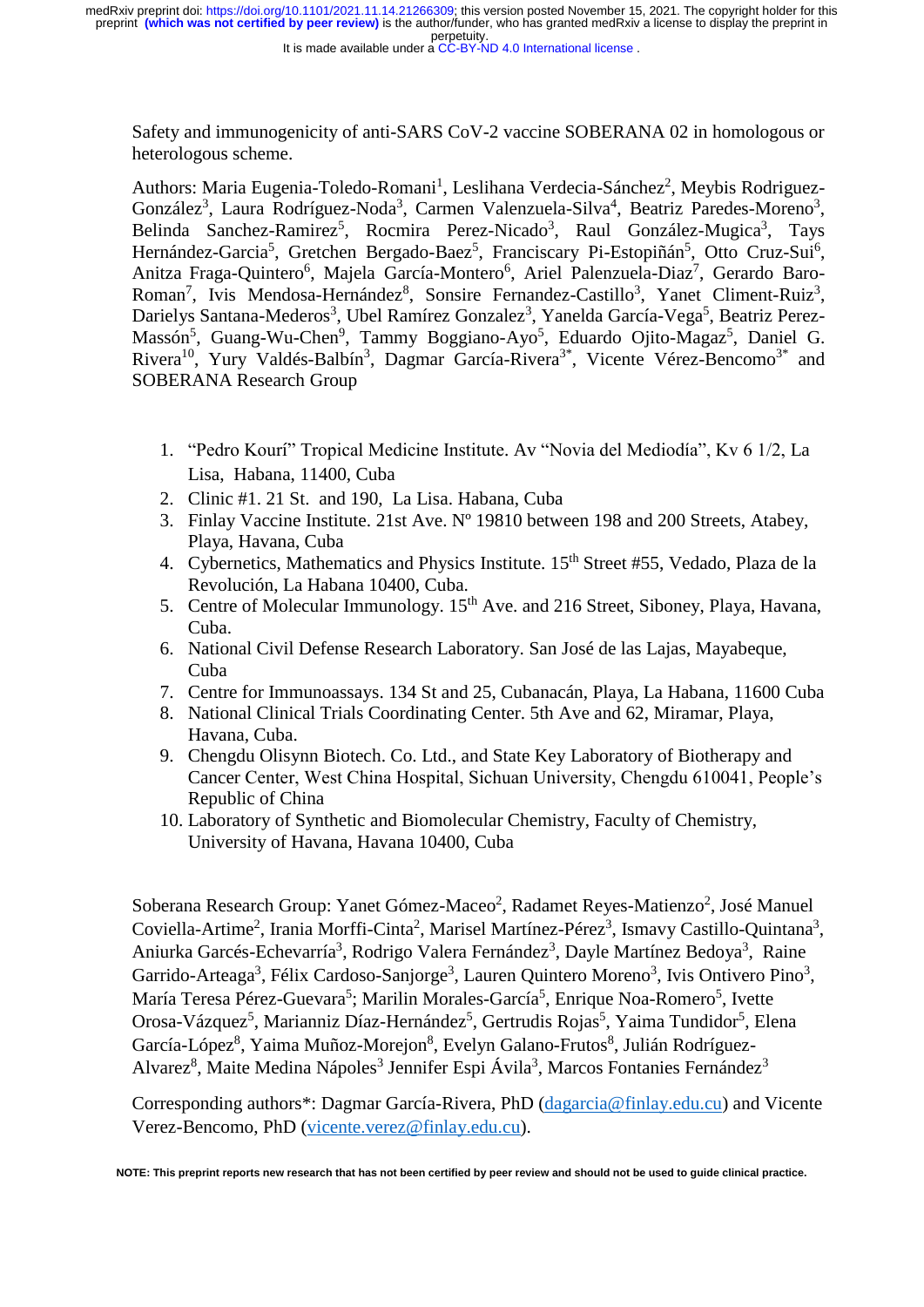Safety and immunogenicity of anti-SARS CoV-2 vaccine SOBERANA 02 in homologous or heterologous scheme.

Authors: Maria Eugenia-Toledo-Romani[1], Leslihana Verdecia-Sánchez[2], Meybis Rodriguez-González[3], Laura Rodríguez-Noda[3], Carmen Valenzuela-Silva[4], Beatriz Paredes-Moreno[3], Belinda Sanchez-Ramirez[5], Rocmira Perez-Nicado[3], Raul González-Mugica[3], Tays Hernández-Garcia[5], Gretchen Bergado-Baez[5], Franciscary Pi-Estopiñán[5], Otto Cruz-Sui[6], Anitza Fraga-Quintero[6], Majela García-Montero[6], Ariel Palenzuela-Diaz[7], Gerardo Baro-Roman[7], Ivis Mendosa-Hernández[8], Sonsire Fernandez-Castillo[3], Yanet Climent-Ruiz[3], Darielys Santana-Mederos[3], Ubel Ramírez Gonzalez[3], Yanelda García-Vega[5], Beatriz Perez-Massón[5], Guang-Wu-Chen[9], Tammy Boggiano-Ayo[5], Eduardo Ojito-Magaz[5], Daniel G. Rivera[10], Yury Valdés-Balbín[3], Dagmar García-Rivera[3*], Vicente Vérez-Bencomo[3*] and SOBERANA Research Group

1. "Pedro Kourí" Tropical Medicine Institute. Av "Novia del Mediodía", Kv 6 1/2, La Lisa, Habana, 11400, Cuba
2. Clinic #1. 21 St. and 190, La Lisa. Habana, Cuba
3. Finlay Vaccine Institute. 21st Ave. Nº 19810 between 198 and 200 Streets, Atabey, Playa, Havana, Cuba
4. Cybernetics, Mathematics and Physics Institute. 15th Street #55, Vedado, Plaza de la Revolución, La Habana 10400, Cuba.
5. Centre of Molecular Immunology. 15th Ave. and 216 Street, Siboney, Playa, Havana, Cuba.
6. National Civil Defense Research Laboratory. San José de las Lajas, Mayabeque, Cuba
7. Centre for Immunoassays. 134 St and 25, Cubanacán, Playa, La Habana, 11600 Cuba
8. National Clinical Trials Coordinating Center. 5th Ave and 62, Miramar, Playa, Havana, Cuba.
9. Chengdu Olisynn Biotech. Co. Ltd., and State Key Laboratory of Biotherapy and Cancer Center, West China Hospital, Sichuan University, Chengdu 610041, People's Republic of China
10. Laboratory of Synthetic and Biomolecular Chemistry, Faculty of Chemistry, University of Havana, Havana 10400, Cuba

Soberana Research Group: Yanet Gómez-Maceo[2], Radamet Reyes-Matienzo[2], José Manuel Coviella-Artime[2], Irania Morffi-Cinta[2], Marisel Martínez-Pérez[3], Ismavy Castillo-Quintana[3], Aniurka Garcés-Echevarría[3], Rodrigo Valera Fernández[3], Dayle Martínez Bedoya[3], Raine Garrido-Arteaga[3], Félix Cardoso-Sanjorge[3], Lauren Quintero Moreno[3], Ivis Ontivero Pino[3], María Teresa Pérez-Guevara[5]; Marilin Morales-García[5], Enrique Noa-Romero[5], Ivette Orosa-Vázquez[5], Marianniz Díaz-Hernández[5], Gertrudis Rojas[5], Yaima Tundidor[5], Elena García-López[8], Yaima Muñoz-Morejon[8], Evelyn Galano-Frutos[8], Julián Rodríguez-Alvarez[8], Maite Medina Nápoles[3] Jennifer Espi Ávila[3], Marcos Fontanies Fernández[3]

Corresponding authors*: Dagmar García-Rivera, PhD (dagarcia@finlay.edu.cu) and Vicente Verez-Bencomo, PhD (vicente.verez@finlay.edu.cu).

NOTE: This preprint reports new research that has not been certified by peer review and should not be used to guide clinical practice.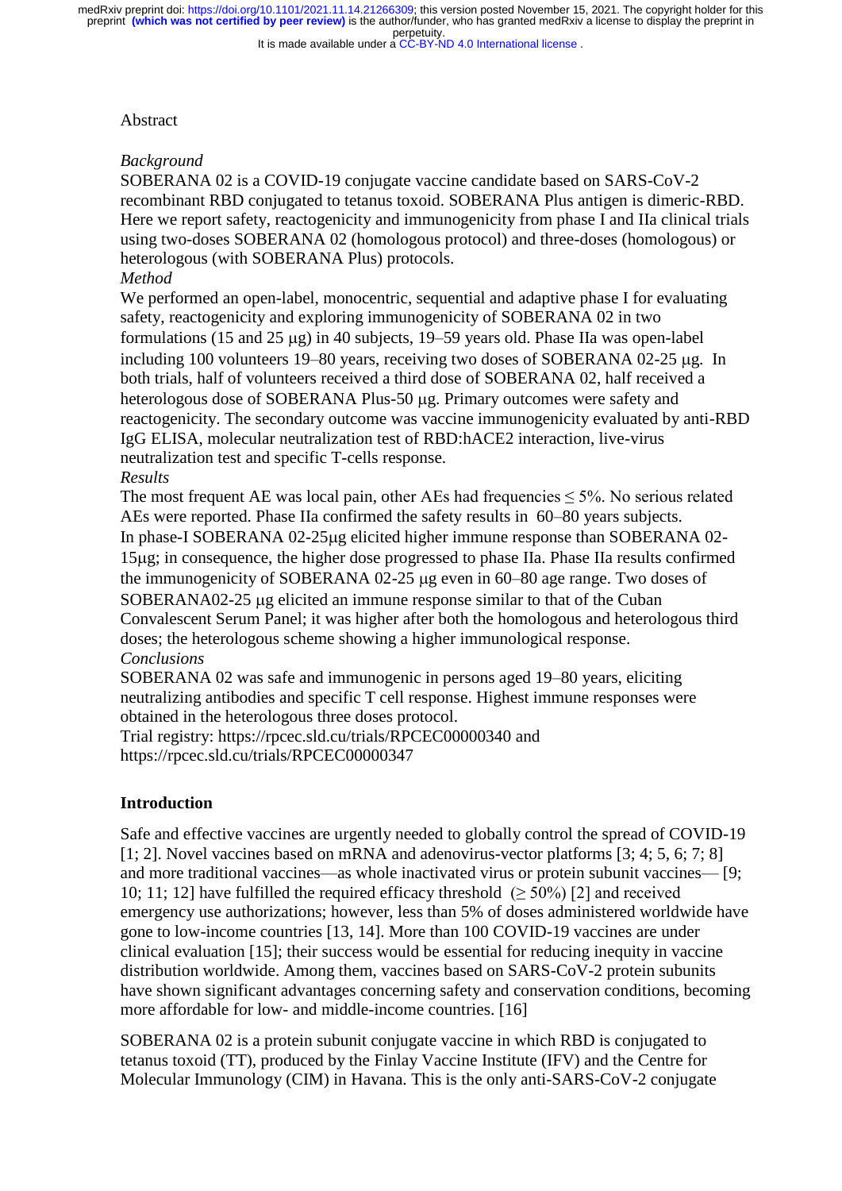Abstract

*Background*

SOBERANA 02 is a COVID-19 conjugate vaccine candidate based on SARS-CoV-2 recombinant RBD conjugated to tetanus toxoid. SOBERANA Plus antigen is dimeric-RBD. Here we report safety, reactogenicity and immunogenicity from phase I and IIa clinical trials using two-doses SOBERANA 02 (homologous protocol) and three-doses (homologous) or heterologous (with SOBERANA Plus) protocols.

*Method*

We performed an open-label, monocentric, sequential and adaptive phase I for evaluating safety, reactogenicity and exploring immunogenicity of SOBERANA 02 in two formulations (15 and 25 μg) in 40 subjects, 19–59 years old. Phase IIa was open-label including 100 volunteers 19–80 years, receiving two doses of SOBERANA 02-25 μg. In both trials, half of volunteers received a third dose of SOBERANA 02, half received a heterologous dose of SOBERANA Plus-50 μg. Primary outcomes were safety and reactogenicity. The secondary outcome was vaccine immunogenicity evaluated by anti-RBD IgG ELISA, molecular neutralization test of RBD:hACE2 interaction, live-virus neutralization test and specific T-cells response.

*Results*

The most frequent AE was local pain, other AEs had frequencies ≤ 5%. No serious related AEs were reported. Phase IIa confirmed the safety results in 60–80 years subjects. In phase-I SOBERANA 02-25μg elicited higher immune response than SOBERANA 02-15μg; in consequence, the higher dose progressed to phase IIa. Phase IIa results confirmed the immunogenicity of SOBERANA 02-25 μg even in 60–80 age range. Two doses of SOBERANA02-25 μg elicited an immune response similar to that of the Cuban Convalescent Serum Panel; it was higher after both the homologous and heterologous third doses; the heterologous scheme showing a higher immunological response.

*Conclusions*

SOBERANA 02 was safe and immunogenic in persons aged 19–80 years, eliciting neutralizing antibodies and specific T cell response. Highest immune responses were obtained in the heterologous three doses protocol.

Trial registry: https://rpcec.sld.cu/trials/RPCEC00000340 and https://rpcec.sld.cu/trials/RPCEC00000347

## Introduction

Safe and effective vaccines are urgently needed to globally control the spread of COVID-19 [1; 2]. Novel vaccines based on mRNA and adenovirus-vector platforms [3; 4; 5, 6; 7; 8] and more traditional vaccines—as whole inactivated virus or protein subunit vaccines— [9; 10; 11; 12] have fulfilled the required efficacy threshold (≥ 50%) [2] and received emergency use authorizations; however, less than 5% of doses administered worldwide have gone to low-income countries [13, 14]. More than 100 COVID-19 vaccines are under clinical evaluation [15]; their success would be essential for reducing inequity in vaccine distribution worldwide. Among them, vaccines based on SARS-CoV-2 protein subunits have shown significant advantages concerning safety and conservation conditions, becoming more affordable for low- and middle-income countries. [16]

SOBERANA 02 is a protein subunit conjugate vaccine in which RBD is conjugated to tetanus toxoid (TT), produced by the Finlay Vaccine Institute (IFV) and the Centre for Molecular Immunology (CIM) in Havana. This is the only anti-SARS-CoV-2 conjugate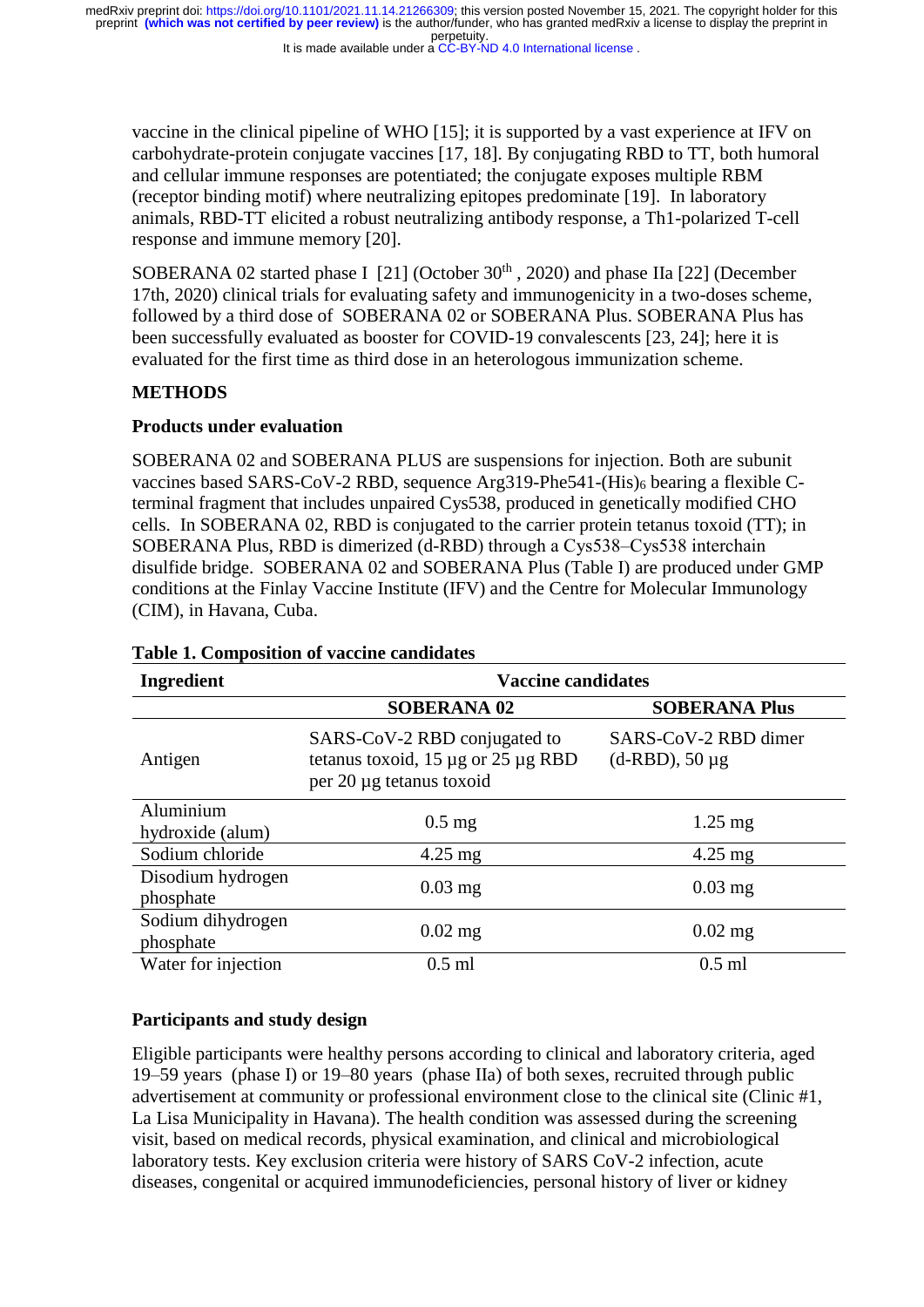vaccine in the clinical pipeline of WHO [15]; it is supported by a vast experience at IFV on carbohydrate-protein conjugate vaccines [17, 18]. By conjugating RBD to TT, both humoral and cellular immune responses are potentiated; the conjugate exposes multiple RBM (receptor binding motif) where neutralizing epitopes predominate [19]. In laboratory animals, RBD-TT elicited a robust neutralizing antibody response, a Th1-polarized T-cell response and immune memory [20].

SOBERANA 02 started phase I [21] (October 30th, 2020) and phase IIa [22] (December 17th, 2020) clinical trials for evaluating safety and immunogenicity in a two-doses scheme, followed by a third dose of SOBERANA 02 or SOBERANA Plus. SOBERANA Plus has been successfully evaluated as booster for COVID-19 convalescents [23, 24]; here it is evaluated for the first time as third dose in an heterologous immunization scheme.

## METHODS

### Products under evaluation

SOBERANA 02 and SOBERANA PLUS are suspensions for injection. Both are subunit vaccines based SARS-CoV-2 RBD, sequence Arg319-Phe541-$(His)_6$ bearing a flexible C-terminal fragment that includes unpaired Cys538, produced in genetically modified CHO cells. In SOBERANA 02, RBD is conjugated to the carrier protein tetanus toxoid (TT); in SOBERANA Plus, RBD is dimerized (d-RBD) through a Cys538–Cys538 interchain disulfide bridge. SOBERANA 02 and SOBERANA Plus (Table I) are produced under GMP conditions at the Finlay Vaccine Institute (IFV) and the Centre for Molecular Immunology (CIM), in Havana, Cuba.

**Table 1. Composition of vaccine candidates**

| Ingredient | Vaccine candidates | |
|---|---|---|
| | **SOBERANA 02** | **SOBERANA Plus** |
| Antigen | SARS-CoV-2 RBD conjugated to tetanus toxoid, 15 µg or 25 µg RBD per 20 µg tetanus toxoid | SARS-CoV-2 RBD dimer (d-RBD), 50 µg |
| Aluminium hydroxide (alum) | 0.5 mg | 1.25 mg |
| Sodium chloride | 4.25 mg | 4.25 mg |
| Disodium hydrogen phosphate | 0.03 mg | 0.03 mg |
| Sodium dihydrogen phosphate | 0.02 mg | 0.02 mg |
| Water for injection | 0.5 ml | 0.5 ml |

### Participants and study design

Eligible participants were healthy persons according to clinical and laboratory criteria, aged 19–59 years (phase I) or 19–80 years (phase IIa) of both sexes, recruited through public advertisement at community or professional environment close to the clinical site (Clinic #1, La Lisa Municipality in Havana). The health condition was assessed during the screening visit, based on medical records, physical examination, and clinical and microbiological laboratory tests. Key exclusion criteria were history of SARS CoV-2 infection, acute diseases, congenital or acquired immunodeficiencies, personal history of liver or kidney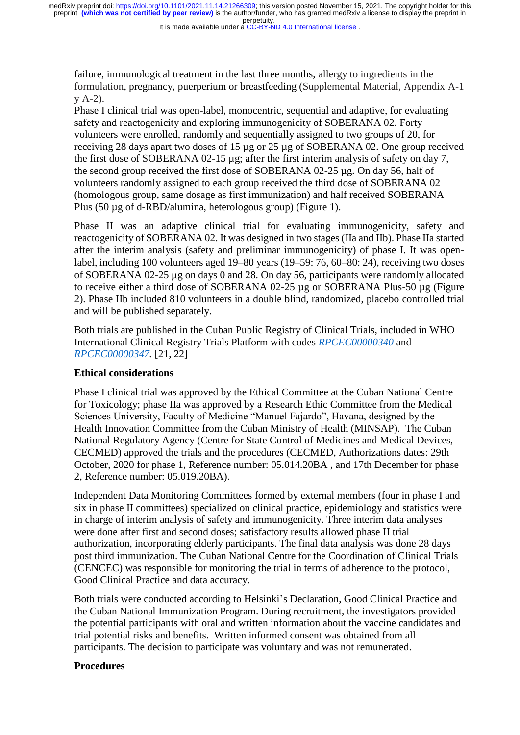failure, immunological treatment in the last three months, allergy to ingredients in the formulation, pregnancy, puerperium or breastfeeding (Supplemental Material, Appendix A-1 y A-2).

Phase I clinical trial was open-label, monocentric, sequential and adaptive, for evaluating safety and reactogenicity and exploring immunogenicity of SOBERANA 02. Forty volunteers were enrolled, randomly and sequentially assigned to two groups of 20, for receiving 28 days apart two doses of 15 µg or 25 µg of SOBERANA 02. One group received the first dose of SOBERANA 02-15 µg; after the first interim analysis of safety on day 7, the second group received the first dose of SOBERANA 02-25 µg. On day 56, half of volunteers randomly assigned to each group received the third dose of SOBERANA 02 (homologous group, same dosage as first immunization) and half received SOBERANA Plus (50 µg of d-RBD/alumina, heterologous group) (Figure 1).

Phase II was an adaptive clinical trial for evaluating immunogenicity, safety and reactogenicity of SOBERANA 02. It was designed in two stages (IIa and IIb). Phase IIa started after the interim analysis (safety and preliminar immunogenicity) of phase I. It was open-label, including 100 volunteers aged 19–80 years (19–59: 76, 60–80: 24), receiving two doses of SOBERANA 02-25 µg on days 0 and 28. On day 56, participants were randomly allocated to receive either a third dose of SOBERANA 02-25 µg or SOBERANA Plus-50 µg (Figure 2). Phase IIb included 810 volunteers in a double blind, randomized, placebo controlled trial and will be published separately.

Both trials are published in the Cuban Public Registry of Clinical Trials, included in WHO International Clinical Registry Trials Platform with codes *RPCEC00000340* and *RPCEC00000347*. [21, 22]

**Ethical considerations**

Phase I clinical trial was approved by the Ethical Committee at the Cuban National Centre for Toxicology; phase IIa was approved by a Research Ethic Committee from the Medical Sciences University, Faculty of Medicine "Manuel Fajardo", Havana, designed by the Health Innovation Committee from the Cuban Ministry of Health (MINSAP). The Cuban National Regulatory Agency (Centre for State Control of Medicines and Medical Devices, CECMED) approved the trials and the procedures (CECMED, Authorizations dates: 29th October, 2020 for phase 1, Reference number: 05.014.20BA , and 17th December for phase 2, Reference number: 05.019.20BA).

Independent Data Monitoring Committees formed by external members (four in phase I and six in phase II committees) specialized on clinical practice, epidemiology and statistics were in charge of interim analysis of safety and immunogenicity. Three interim data analyses were done after first and second doses; satisfactory results allowed phase II trial authorization, incorporating elderly participants. The final data analysis was done 28 days post third immunization. The Cuban National Centre for the Coordination of Clinical Trials (CENCEC) was responsible for monitoring the trial in terms of adherence to the protocol, Good Clinical Practice and data accuracy.

Both trials were conducted according to Helsinki's Declaration, Good Clinical Practice and the Cuban National Immunization Program. During recruitment, the investigators provided the potential participants with oral and written information about the vaccine candidates and trial potential risks and benefits. Written informed consent was obtained from all participants. The decision to participate was voluntary and was not remunerated.

**Procedures**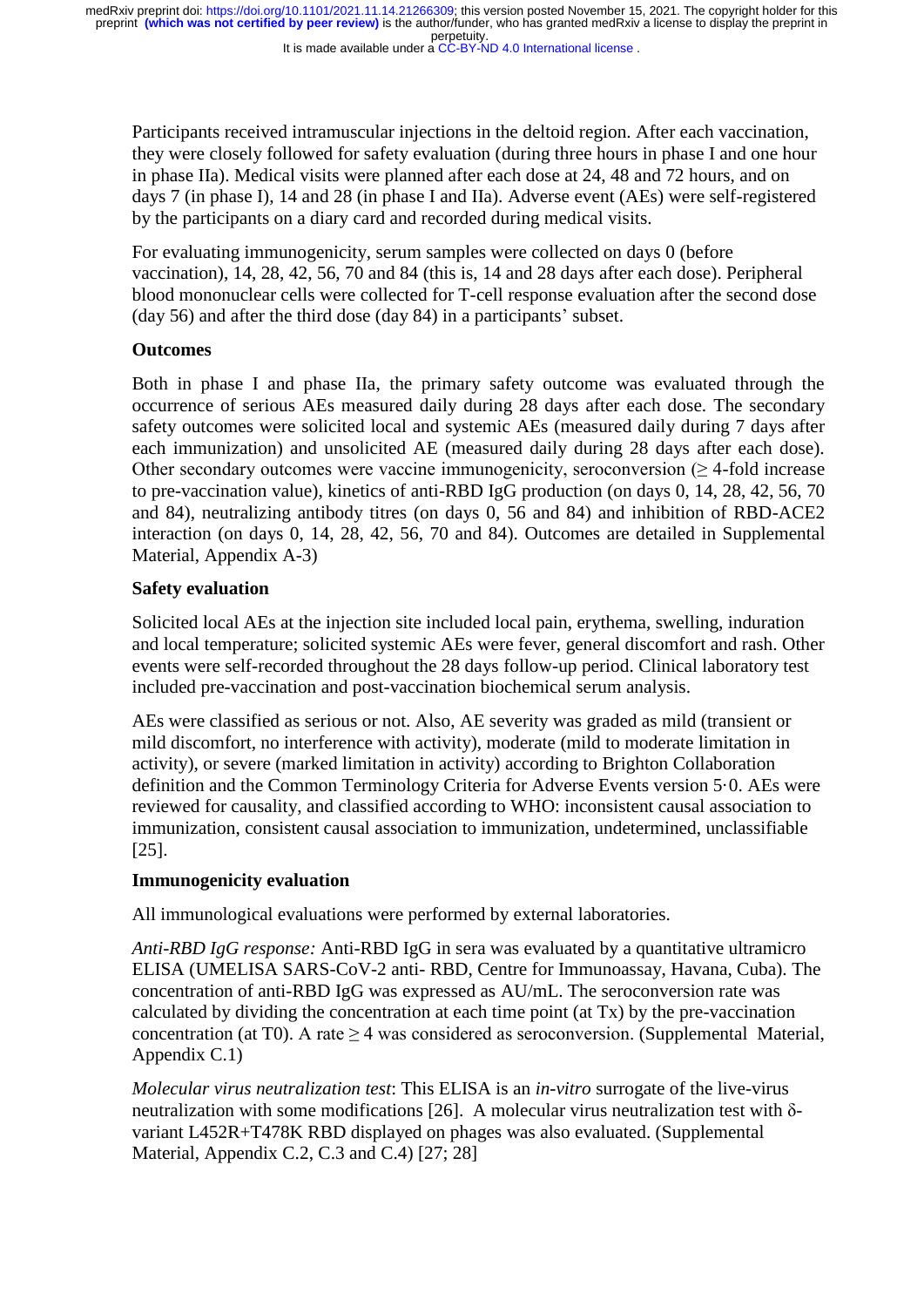Participants received intramuscular injections in the deltoid region. After each vaccination, they were closely followed for safety evaluation (during three hours in phase I and one hour in phase IIa). Medical visits were planned after each dose at 24, 48 and 72 hours, and on days 7 (in phase I), 14 and 28 (in phase I and IIa). Adverse event (AEs) were self-registered by the participants on a diary card and recorded during medical visits.

For evaluating immunogenicity, serum samples were collected on days 0 (before vaccination), 14, 28, 42, 56, 70 and 84 (this is, 14 and 28 days after each dose). Peripheral blood mononuclear cells were collected for T-cell response evaluation after the second dose (day 56) and after the third dose (day 84) in a participants' subset.

### Outcomes

Both in phase I and phase IIa, the primary safety outcome was evaluated through the occurrence of serious AEs measured daily during 28 days after each dose. The secondary safety outcomes were solicited local and systemic AEs (measured daily during 7 days after each immunization) and unsolicited AE (measured daily during 28 days after each dose). Other secondary outcomes were vaccine immunogenicity, seroconversion ($\geq$ 4-fold increase to pre-vaccination value), kinetics of anti-RBD IgG production (on days 0, 14, 28, 42, 56, 70 and 84), neutralizing antibody titres (on days 0, 56 and 84) and inhibition of RBD-ACE2 interaction (on days 0, 14, 28, 42, 56, 70 and 84). Outcomes are detailed in Supplemental Material, Appendix A-3)

### Safety evaluation

Solicited local AEs at the injection site included local pain, erythema, swelling, induration and local temperature; solicited systemic AEs were fever, general discomfort and rash. Other events were self-recorded throughout the 28 days follow-up period. Clinical laboratory test included pre-vaccination and post-vaccination biochemical serum analysis.

AEs were classified as serious or not. Also, AE severity was graded as mild (transient or mild discomfort, no interference with activity), moderate (mild to moderate limitation in activity), or severe (marked limitation in activity) according to Brighton Collaboration definition and the Common Terminology Criteria for Adverse Events 5·0. AEs were reviewed for causality, and classified according to WHO: inconsistent causal association to immunization, consistent causal association to immunization, undetermined, unclassifiable [25].

### Immunogenicity evaluation

All immunological evaluations were performed by external laboratories.

*Anti-RBD IgG response:* Anti-RBD IgG in sera was evaluated by a quantitative ultramicro ELISA (UMELISA SARS-CoV-2 anti- RBD, Centre for Immunoassay, Havana, Cuba). The concentration of anti-RBD IgG was expressed as AU/mL. The seroconversion rate was calculated by dividing the concentration at each time point (at Tx) by the pre-vaccination concentration (at T0). A rate $\geq$ 4 was considered as seroconversion. (Supplemental Material, Appendix C.1)

*Molecular virus neutralization test*: This ELISA is an *in-vitro* surrogate of the live-virus neutralization with some modifications [26]. A molecular virus neutralization test with δ-variant L452R+T478K RBD displayed on phages was also evaluated. (Supplemental Material, Appendix C.2, C.3 and C.4) [27; 28]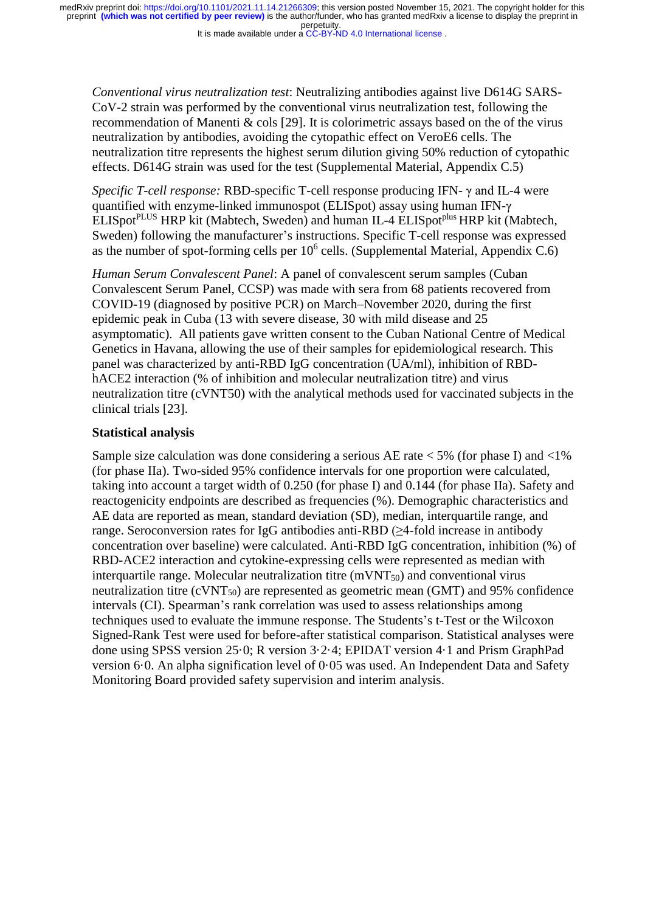*Conventional virus neutralization test*: Neutralizing antibodies against live D614G SARS-CoV-2 strain was performed by the conventional virus neutralization test, following the recommendation of Manenti & cols [29]. It is colorimetric assays based on the of the virus neutralization by antibodies, avoiding the cytopathic effect on VeroE6 cells. The neutralization titre represents the highest serum dilution giving 50% reduction of cytopathic effects. D614G strain was used for the test (Supplemental Material, Appendix C.5)

*Specific T-cell response:* RBD-specific T-cell response producing IFN- γ and IL-4 were quantified with enzyme-linked immunospot (ELISpot) assay using human IFN-γ ELISpot$^{PLUS}$ HRP kit (Mabtech, Sweden) and human IL-4 ELISpot$^{plus}$ HRP kit (Mabtech, Sweden) following the manufacturer's instructions. Specific T-cell response was expressed as the number of spot-forming cells per $10^6$ cells. (Supplemental Material, Appendix C.6)

*Human Serum Convalescent Panel*: A panel of convalescent serum samples (Cuban Convalescent Serum Panel, CCSP) was made with sera from 68 patients recovered from COVID-19 (diagnosed by positive PCR) on March–November 2020, during the first epidemic peak in Cuba (13 with severe disease, 30 with mild disease and 25 asymptomatic). All patients gave written consent to the Cuban National Centre of Medical Genetics in Havana, allowing the use of their samples for epidemiological research. This panel was characterized by anti-RBD IgG concentration (UA/ml), inhibition of RBD-hACE2 interaction (% of inhibition and molecular neutralization titre) and virus neutralization titre (cVNT50) with the analytical methods used for vaccinated subjects in the clinical trials [23].

**Statistical analysis**

Sample size calculation was done considering a serious AE rate < 5% (for phase I) and <1% (for phase IIa). Two-sided 95% confidence intervals for one proportion were calculated, taking into account a target width of 0.250 (for phase I) and 0.144 (for phase IIa). Safety and reactogenicity endpoints are described as frequencies (%). Demographic characteristics and AE data are reported as mean, standard deviation (SD), median, interquartile range, and range. Seroconversion rates for IgG antibodies anti-RBD (≥4-fold increase in antibody concentration over baseline) were calculated. Anti-RBD IgG concentration, inhibition (%) of RBD-ACE2 interaction and cytokine-expressing cells were represented as median with interquartile range. Molecular neutralization titre ($mVNT_{50}$) and conventional virus neutralization titre ($cVNT_{50}$) are represented as geometric mean (GMT) and 95% confidence intervals (CI). Spearman's rank correlation was used to assess relationships among techniques used to evaluate the immune response. The Students's t-Test or the Wilcoxon Signed-Rank Test were used for before-after statistical comparison. Statistical analyses were done using SPSS version 25·0; R version 3·2·4; EPIDAT version 4·1 and Prism GraphPad version 6·0. An alpha signification level of 0·05 was used. An Independent Data and Safety Monitoring Board provided safety supervision and interim analysis.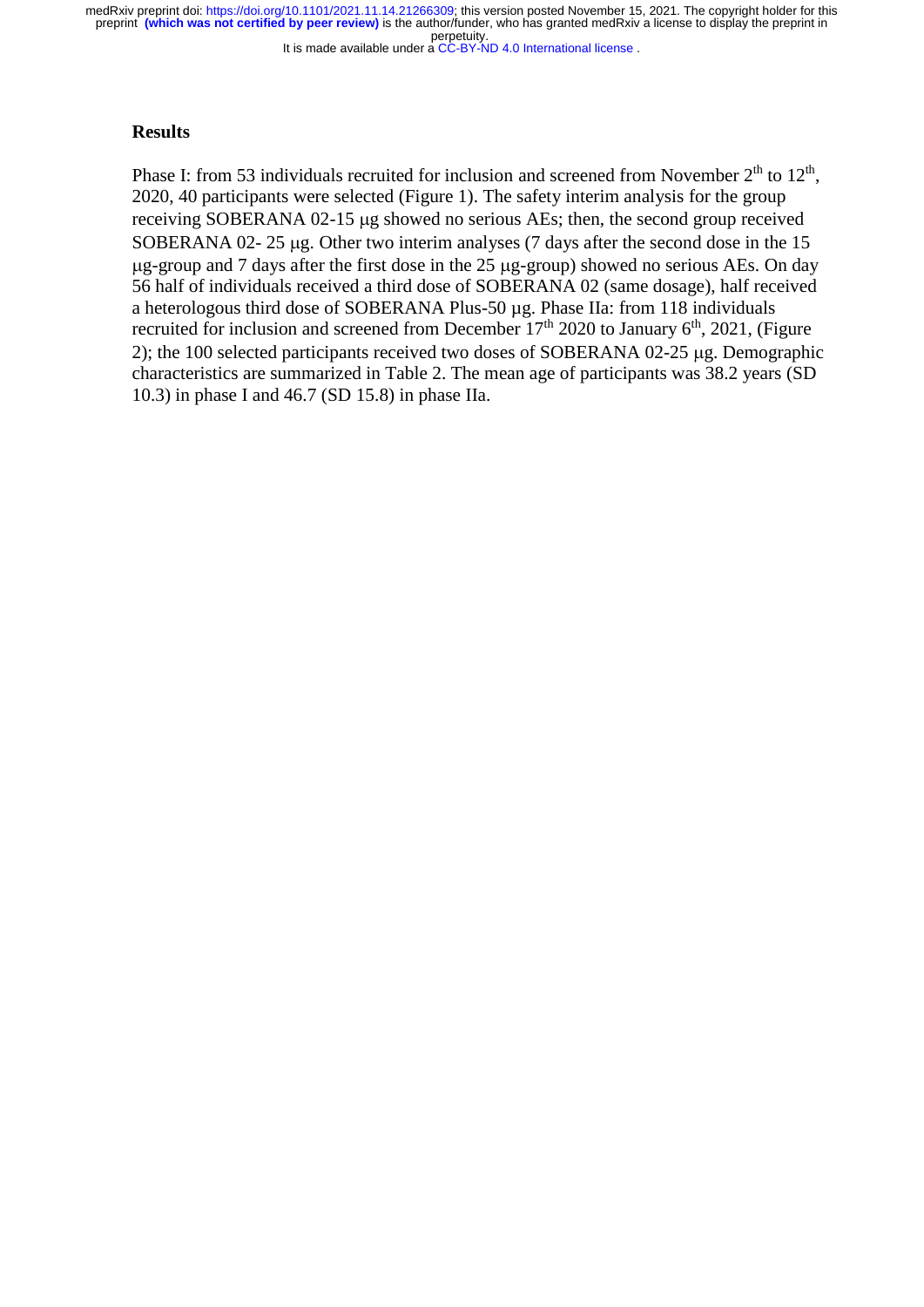## Results

Phase I: from 53 individuals recruited for inclusion and screened from November 2[th] to 12[th], 2020, 40 participants were selected (Figure 1). The safety interim analysis for the group receiving SOBERANA 02-15 μg showed no serious AEs; then, the second group received SOBERANA 02- 25 μg. Other two interim analyses (7 days after the second dose in the 15 μg-group and 7 days after the first dose in the 25 μg-group) showed no serious AEs. On day 56 half of individuals received a third dose of SOBERANA 02 (same dosage), half received a heterologous third dose of SOBERANA Plus-50 μg. Phase IIa: from 118 individuals recruited for inclusion and screened from December 17[th] 2020 to January 6[th], 2021, (Figure 2); the 100 selected participants received two doses of SOBERANA 02-25 μg. Demographic characteristics are summarized in Table 2. The mean age of participants was 38.2 years (SD 10.3) in phase I and 46.7 (SD 15.8) in phase IIa.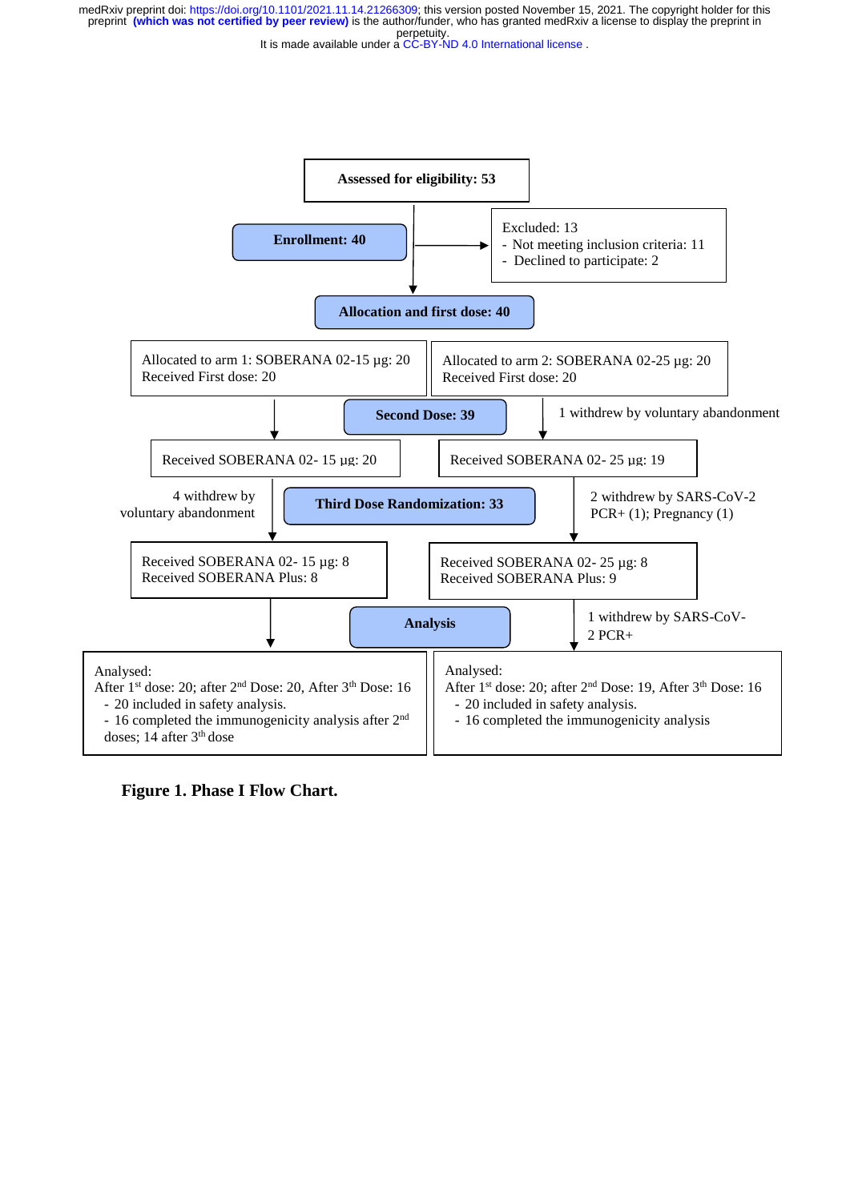Assessed for eligibility: 53

Enrollment: 40

Excluded: 13
- Not meeting inclusion criteria: 11
- Declined to participate: 2

Allocation and first dose: 40

Allocated to arm 1: SOBERANA 02-15 µg: 20
Received First dose: 20

Allocated to arm 2: SOBERANA 02-25 µg: 20
Received First dose: 20

Second Dose: 39

1 withdrew by voluntary abandonment

Received SOBERANA 02- 15 µg: 20

Received SOBERANA 02- 25 µg: 19

4 withdrew by voluntary abandonment

Third Dose Randomization: 33

2 withdrew by SARS-CoV-2 PCR+ (1); Pregnancy (1)

Received SOBERANA 02- 15 µg: 8
Received SOBERANA Plus: 8

Received SOBERANA 02- 25 µg: 8
Received SOBERANA Plus: 9

Analysis

1 withdrew by SARS-CoV-2 PCR+

Analysed:
After 1st dose: 20; after 2nd Dose: 20, After 3th Dose: 16
- 20 included in safety analysis.
- 16 completed the immunogenicity analysis after 2nd doses; 14 after 3th dose

Analysed:
After 1st dose: 20; after 2nd Dose: 19, After 3th Dose: 16
- 20 included in safety analysis.
- 16 completed the immunogenicity analysis

**Figure 1. Phase I Flow Chart.**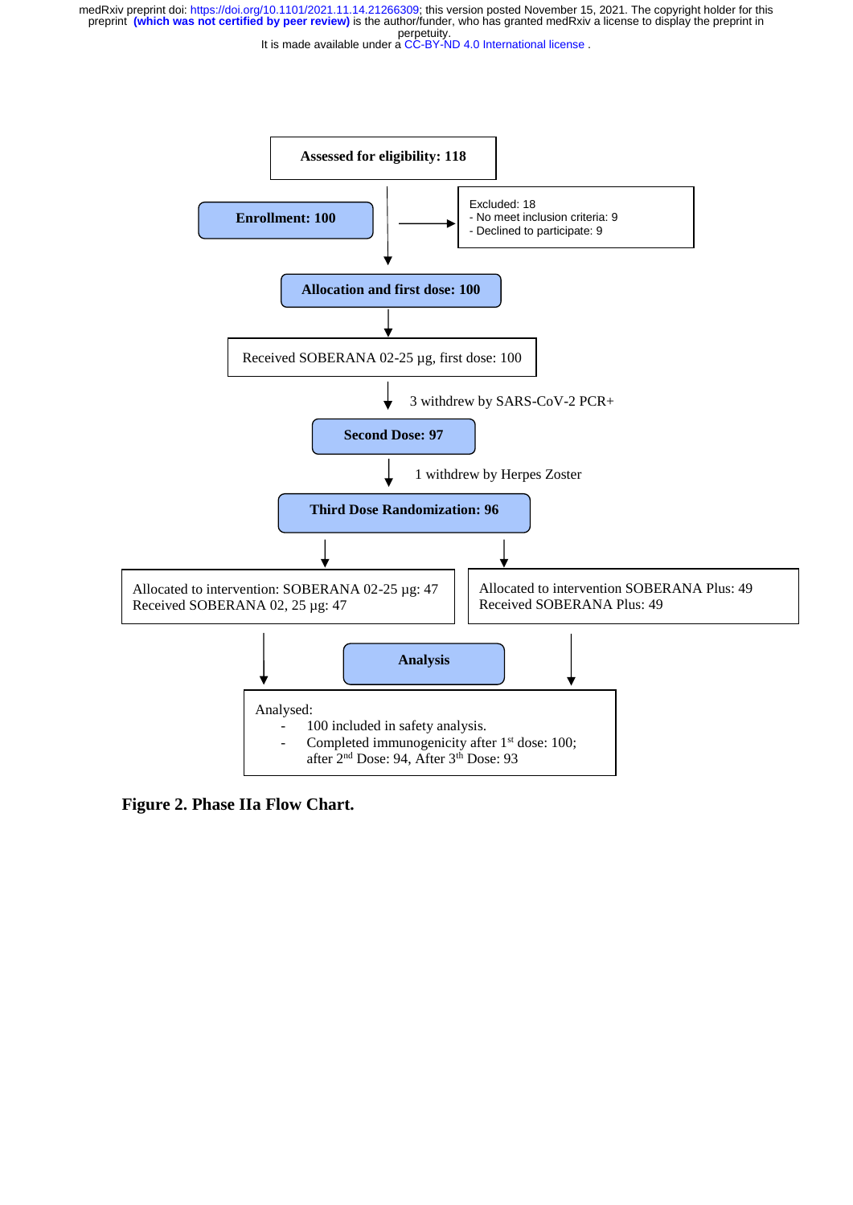Assessed for eligibility: 118

**Enrollment: 100**

Excluded: 18
- No meet inclusion criteria: 9
- Declined to participate: 9

**Allocation and first dose: 100**

Received SOBERANA 02-25 µg, first dose: 100

3 withdrew by SARS-CoV-2 PCR+

**Second Dose: 97**

1 withdrew by Herpes Zoster

**Third Dose Randomization: 96**

Allocated to intervention: SOBERANA 02-25 µg: 47
Received SOBERANA 02, 25 µg: 47

Allocated to intervention SOBERANA Plus: 49
Received SOBERANA Plus: 49

**Analysis**

Analysed:
- 100 included in safety analysis.
- Completed immunogenicity after 1[st] dose: 100; after 2[nd] Dose: 94, After 3[th] Dose: 93

**Figure 2. Phase IIa Flow Chart.**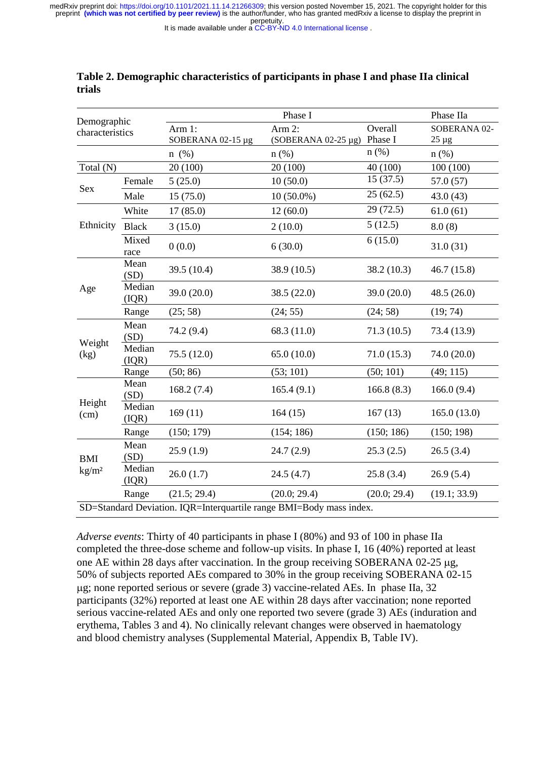**Table 2. Demographic characteristics of participants in phase I and phase IIa clinical trials**

| Demographic characteristics | | Phase I | | | Phase IIa |
|---|---|---|---|---|---|
| | | Arm 1: SOBERANA 02-15 µg | Arm 2: (SOBERANA 02-25 µg) | Overall Phase I | SOBERANA 02-25 µg |
| | | n (%) | n (%) | n (%) | n (%) |
| Total (N) | | 20 (100) | 20 (100) | 40 (100) | 100 (100) |
| Sex | Female | 5 (25.0) | 10 (50.0) | 15 (37.5) | 57.0 (57) |
| | Male | 15 (75.0) | 10 (50.0%) | 25 (62.5) | 43.0 (43) |
| Ethnicity | White | 17 (85.0) | 12 (60.0) | 29 (72.5) | 61.0 (61) |
| | Black | 3 (15.0) | 2 (10.0) | 5 (12.5) | 8.0 (8) |
| | Mixed race | 0 (0.0) | 6 (30.0) | 6 (15.0) | 31.0 (31) |
| Age | Mean (SD) | 39.5 (10.4) | 38.9 (10.5) | 38.2 (10.3) | 46.7 (15.8) |
| | Median (IQR) | 39.0 (20.0) | 38.5 (22.0) | 39.0 (20.0) | 48.5 (26.0) |
| | Range | (25; 58) | (24; 55) | (24; 58) | (19; 74) |
| Weight (kg) | Mean (SD) | 74.2 (9.4) | 68.3 (11.0) | 71.3 (10.5) | 73.4 (13.9) |
| | Median (IQR) | 75.5 (12.0) | 65.0 (10.0) | 71.0 (15.3) | 74.0 (20.0) |
| | Range | (50; 86) | (53; 101) | (50; 101) | (49; 115) |
| Height (cm) | Mean (SD) | 168.2 (7.4) | 165.4 (9.1) | 166.8 (8.3) | 166.0 (9.4) |
| | Median (IQR) | 169 (11) | 164 (15) | 167 (13) | 165.0 (13.0) |
| | Range | (150; 179) | (154; 186) | (150; 186) | (150; 198) |
| BMI kg/m² | Mean (SD) | 25.9 (1.9) | 24.7 (2.9) | 25.3 (2.5) | 26.5 (3.4) |
| | Median (IQR) | 26.0 (1.7) | 24.5 (4.7) | 25.8 (3.4) | 26.9 (5.4) |
| | Range | (21.5; 29.4) | (20.0; 29.4) | (20.0; 29.4) | (19.1; 33.9) |

SD=Standard Deviation. IQR=Interquartile range BMI=Body mass index.

*Adverse events*: Thirty of 40 participants in phase I (80%) and 93 of 100 in phase IIa completed the three-dose scheme and follow-up visits. In phase I, 16 (40%) reported at least one AE within 28 days after vaccination. In the group receiving SOBERANA 02-25 µg, 50% of subjects reported AEs compared to 30% in the group receiving SOBERANA 02-15 µg; none reported serious or severe (grade 3) vaccine-related AEs. In phase IIa, 32 participants (32%) reported at least one AE within 28 days after vaccination; none reported serious vaccine-related AEs and only one reported two severe (grade 3) AEs (induration and erythema, Tables 3 and 4). No clinically relevant changes were observed in haematology and blood chemistry analyses (Supplemental Material, Appendix B, Table IV).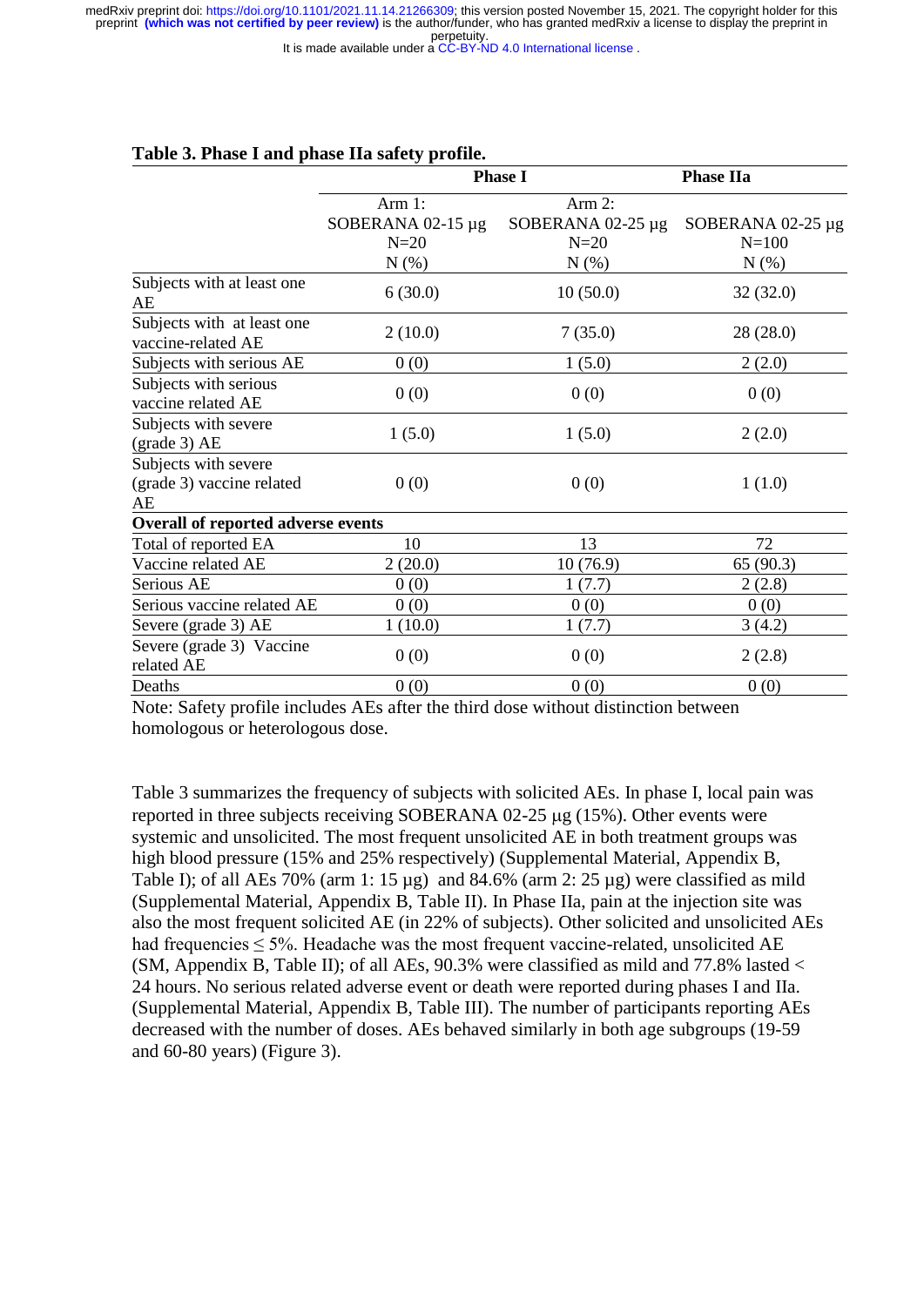**Table 3. Phase I and phase IIa safety profile.**

| | Phase I | | Phase IIa |
|---|---|---|---|
| | Arm 1: SOBERANA 02-15 µg N=20 N (%) | Arm 2: SOBERANA 02-25 µg N=20 N (%) | SOBERANA 02-25 µg N=100 N (%) |
| Subjects with at least one AE | 6 (30.0) | 10 (50.0) | 32 (32.0) |
| Subjects with at least one vaccine-related AE | 2 (10.0) | 7 (35.0) | 28 (28.0) |
| Subjects with serious AE | 0 (0) | 1 (5.0) | 2 (2.0) |
| Subjects with serious vaccine related AE | 0 (0) | 0 (0) | 0 (0) |
| Subjects with severe (grade 3) AE | 1 (5.0) | 1 (5.0) | 2 (2.0) |
| Subjects with severe (grade 3) vaccine related AE | 0 (0) | 0 (0) | 1 (1.0) |
| **Overall of reported adverse events** | | | |
| Total of reported EA | 10 | 13 | 72 |
| Vaccine related AE | 2 (20.0) | 10 (76.9) | 65 (90.3) |
| Serious AE | 0 (0) | 1 (7.7) | 2 (2.8) |
| Serious vaccine related AE | 0 (0) | 0 (0) | 0 (0) |
| Severe (grade 3) AE | 1 (10.0) | 1 (7.7) | 3 (4.2) |
| Severe (grade 3) Vaccine related AE | 0 (0) | 0 (0) | 2 (2.8) |
| Deaths | 0 (0) | 0 (0) | 0 (0) |

Note: Safety profile includes AEs after the third dose without distinction between homologous or heterologous dose.

Table 3 summarizes the frequency of subjects with solicited AEs. In phase I, local pain was reported in three subjects receiving SOBERANA 02-25 µg (15%). Other events were systemic and unsolicited. The most frequent unsolicited AE in both treatment groups was high blood pressure (15% and 25% respectively) (Supplemental Material, Appendix B, Table I); of all AEs 70% (arm 1: 15 µg) and 84.6% (arm 2: 25 µg) were classified as mild (Supplemental Material, Appendix B, Table II). In Phase IIa, pain at the injection site was also the most frequent solicited AE (in 22% of subjects). Other solicited and unsolicited AEs had frequencies ≤ 5%. Headache was the most frequent vaccine-related, unsolicited AE (SM, Appendix B, Table II); of all AEs, 90.3% were classified as mild and 77.8% lasted < 24 hours. No serious related adverse event or death were reported during phases I and IIa. (Supplemental Material, Appendix B, Table III). The number of participants reporting AEs decreased with the number of doses. AEs behaved similarly in both age subgroups (19-59 and 60-80 years) (Figure 3).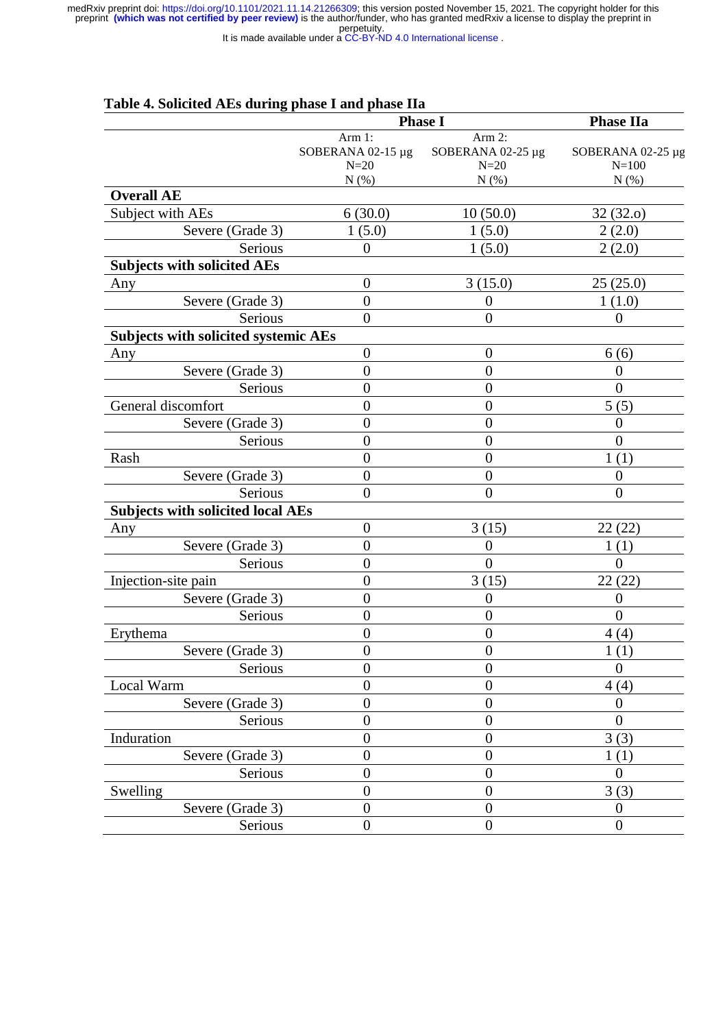**Table 4. Solicited AEs during phase I and phase IIa**

| | Phase I | | Phase IIa |
|---|---|---|---|
| | Arm 1: SOBERANA 02-15 µg N=20 N (%) | Arm 2: SOBERANA 02-25 µg N=20 N (%) | SOBERANA 02-25 µg N=100 N (%) |
| **Overall AE** | | | |
| Subject with AEs | 6 (30.0) | 10 (50.0) | 32 (32.o) |
| Severe (Grade 3) | 1 (5.0) | 1 (5.0) | 2 (2.0) |
| Serious | 0 | 1 (5.0) | 2 (2.0) |
| **Subjects with solicited AEs** | | | |
| Any | 0 | 3 (15.0) | 25 (25.0) |
| Severe (Grade 3) | 0 | 0 | 1 (1.0) |
| Serious | 0 | 0 | 0 |
| **Subjects with solicited systemic AEs** | | | |
| Any | 0 | 0 | 6 (6) |
| Severe (Grade 3) | 0 | 0 | 0 |
| Serious | 0 | 0 | 0 |
| General discomfort | 0 | 0 | 5 (5) |
| Severe (Grade 3) | 0 | 0 | 0 |
| Serious | 0 | 0 | 0 |
| Rash | 0 | 0 | 1 (1) |
| Severe (Grade 3) | 0 | 0 | 0 |
| Serious | 0 | 0 | 0 |
| **Subjects with solicited local AEs** | | | |
| Any | 0 | 3 (15) | 22 (22) |
| Severe (Grade 3) | 0 | 0 | 1 (1) |
| Serious | 0 | 0 | 0 |
| Injection-site pain | 0 | 3 (15) | 22 (22) |
| Severe (Grade 3) | 0 | 0 | 0 |
| Serious | 0 | 0 | 0 |
| Erythema | 0 | 0 | 4 (4) |
| Severe (Grade 3) | 0 | 0 | 1 (1) |
| Serious | 0 | 0 | 0 |
| Local Warm | 0 | 0 | 4 (4) |
| Severe (Grade 3) | 0 | 0 | 0 |
| Serious | 0 | 0 | 0 |
| Induration | 0 | 0 | 3 (3) |
| Severe (Grade 3) | 0 | 0 | 1 (1) |
| Serious | 0 | 0 | 0 |
| Swelling | 0 | 0 | 3 (3) |
| Severe (Grade 3) | 0 | 0 | 0 |
| Serious | 0 | 0 | 0 |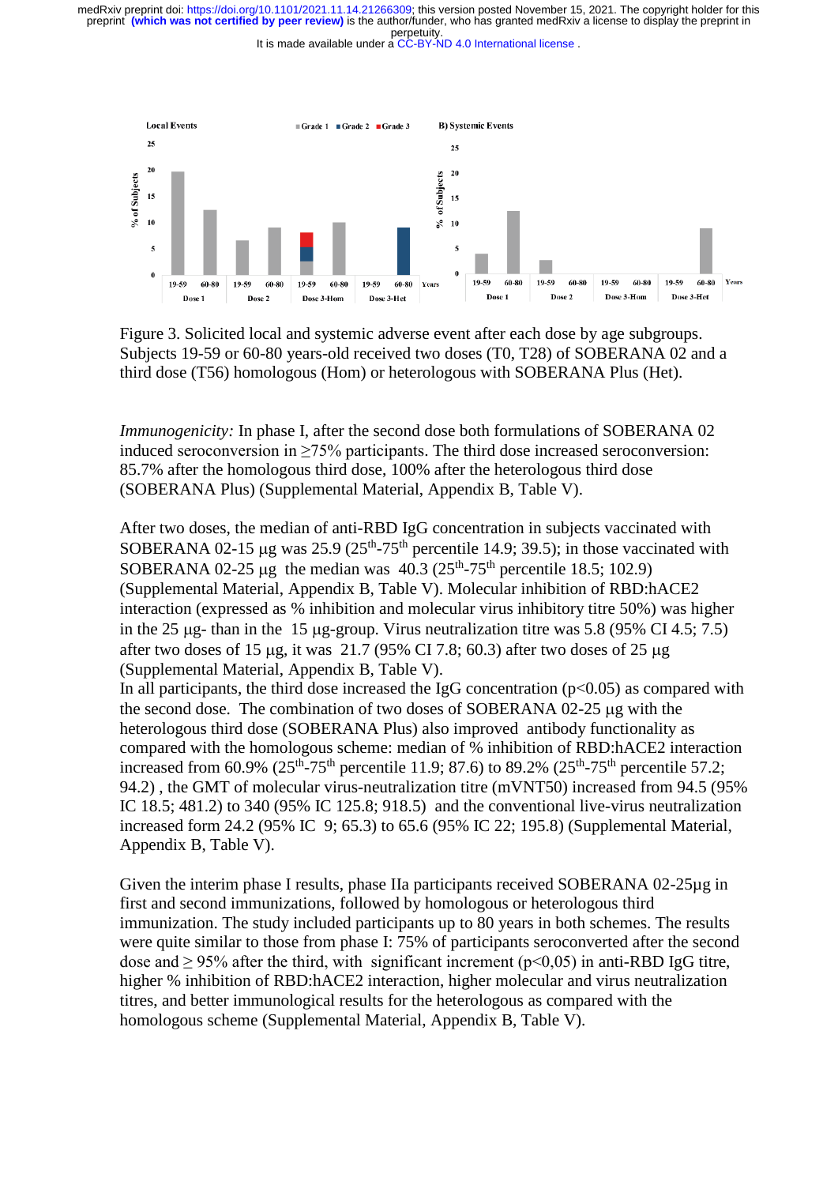Figure 3. Solicited local and systemic adverse event after each dose by age subgroups. Subjects 19-59 or 60-80 years-old received two doses (T0, T28) of SOBERANA 02 and a third dose (T56) homologous (Hom) or heterologous with SOBERANA Plus (Het).

*Immunogenicity:* In phase I, after the second dose both formulations of SOBERANA 02 induced seroconversion in ≥75% participants. The third dose increased seroconversion: 85.7% after the homologous third dose, 100% after the heterologous third dose (SOBERANA Plus) (Supplemental Material, Appendix B, Table V).

After two doses, the median of anti-RBD IgG concentration in subjects vaccinated with SOBERANA 02-15 μg was 25.9 (25th-75th percentile 14.9; 39.5); in those vaccinated with SOBERANA 02-25 μg the median was 40.3 (25th-75th percentile 18.5; 102.9) (Supplemental Material, Appendix B, Table V). Molecular inhibition of RBD:hACE2 interaction (expressed as % inhibition and molecular virus inhibitory titre 50%) was higher in the 25 μg- than in the 15 μg-group. Virus neutralization titre was 5.8 (95% CI 4.5; 7.5) after two doses of 15 μg, it was 21.7 (95% CI 7.8; 60.3) after two doses of 25 μg (Supplemental Material, Appendix B, Table V).
In all participants, the third dose increased the IgG concentration ($p<0.05$) as compared with the second dose. The combination of two doses of SOBERANA 02-25 μg with the heterologous third dose (SOBERANA Plus) also improved antibody functionality as compared with the homologous scheme: median of % inhibition of RBD:hACE2 interaction increased from 60.9% (25th-75th percentile 11.9; 87.6) to 89.2% (25th-75th percentile 57.2; 94.2) , the GMT of molecular virus-neutralization titre (mVNT50) increased from 94.5 (95% IC 18.5; 481.2) to 340 (95% IC 125.8; 918.5) and the conventional live-virus neutralization increased form 24.2 (95% IC 9; 65.3) to 65.6 (95% IC 22; 195.8) (Supplemental Material, Appendix B, Table V).

Given the interim phase I results, phase IIa participants received SOBERANA 02-25μg in first and second immunizations, followed by homologous or heterologous third immunization. The study included participants up to 80 years in both schemes. The results were quite similar to those from phase I: 75% of participants seroconverted after the second dose and ≥ 95% after the third, with significant increment ($p<0,05$) in anti-RBD IgG titre, higher % inhibition of RBD:hACE2 interaction, higher molecular and virus neutralization titres, and better immunological results for the heterologous as compared with the homologous scheme (Supplemental Material, Appendix B, Table V).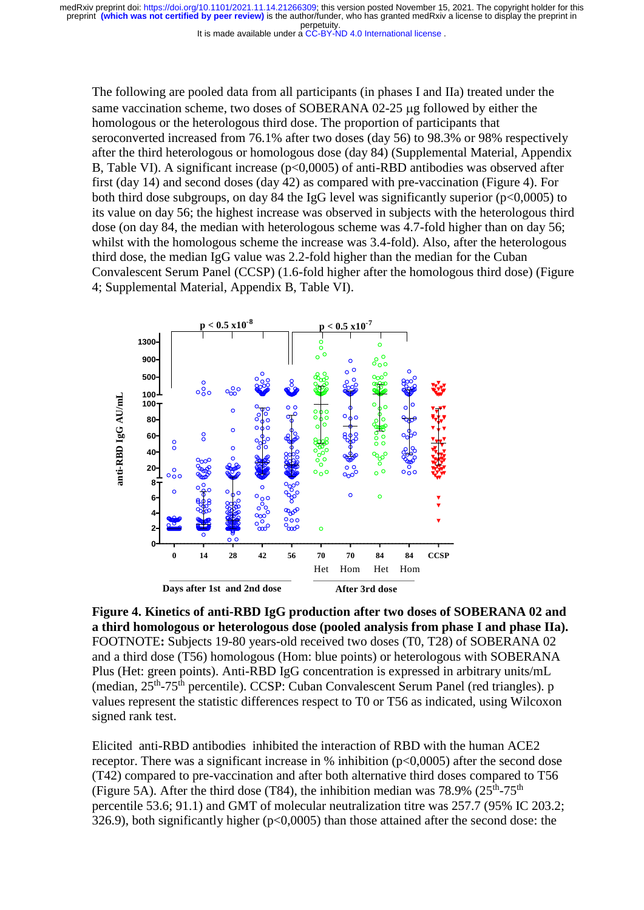The following are pooled data from all participants (in phases I and IIa) treated under the same vaccination scheme, two doses of SOBERANA 02-25 μg followed by either the homologous or the heterologous third dose. The proportion of participants that seroconverted increased from 76.1% after two doses (day 56) to 98.3% or 98% respectively after the third heterologous or homologous dose (day 84) (Supplemental Material, Appendix B, Table VI). A significant increase (p<0,0005) of anti-RBD antibodies was observed after first (day 14) and second doses (day 42) as compared with pre-vaccination (Figure 4). For both third dose subgroups, on day 84 the IgG level was significantly superior (p<0,0005) to its value on day 56; the highest increase was observed in subjects with the heterologous third dose (on day 84, the median with heterologous scheme was 4.7-fold higher than on day 56; whilst with the homologous scheme the increase was 3.4-fold). Also, after the heterologous third dose, the median IgG value was 2.2-fold higher than the median for the Cuban Convalescent Serum Panel (CCSP) (1.6-fold higher after the homologous third dose) (Figure 4; Supplemental Material, Appendix B, Table VI).

**Figure 4. Kinetics of anti-RBD IgG production after two doses of SOBERANA 02 and a third homologous or heterologous dose (pooled analysis from phase I and phase IIa).** FOOTNOTE**:** Subjects 19-80 years-old received two doses (T0, T28) of SOBERANA 02 and a third dose (T56) homologous (Hom: blue points) or heterologous with SOBERANA Plus (Het: green points). Anti-RBD IgG concentration is expressed in arbitrary units/mL (median, 25[th]-75[th] percentile). CCSP: Cuban Convalescent Serum Panel (red triangles). p values represent the statistic differences respect to T0 or T56 as indicated, using Wilcoxon signed rank test.

Elicited anti-RBD antibodies inhibited the interaction of RBD with the human ACE2 receptor. There was a significant increase in % inhibition (p<0,0005) after the second dose (T42) compared to pre-vaccination and after both alternative third doses compared to T56 (Figure 5A). After the third dose (T84), the inhibition median was 78.9% (25[th]-75[th] percentile 53.6; 91.1) and GMT of molecular neutralization titre was 257.7 (95% IC 203.2; 326.9), both significantly higher (p<0,0005) than those attained after the second dose: the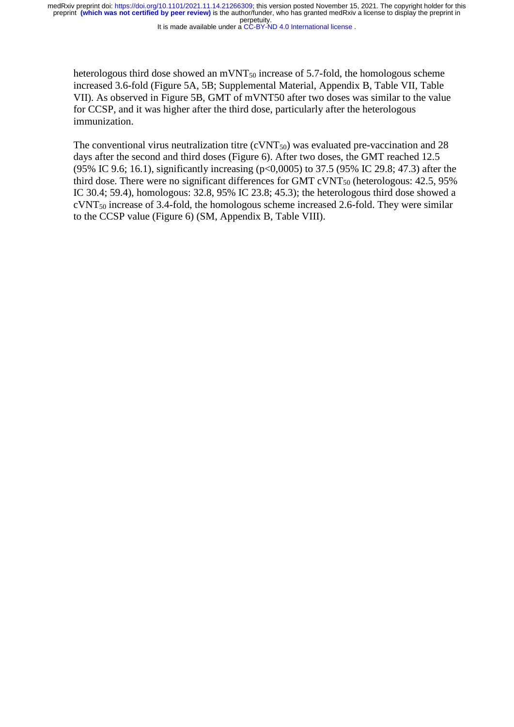heterologous third dose showed an $mVNT_{50}$ increase of 5.7-fold, the homologous scheme increased 3.6-fold (Figure 5A, 5B; Supplemental Material, Appendix B, Table VII, Table VII). As observed in Figure 5B, GMT of mVNT50 after two doses was similar to the value for CCSP, and it was higher after the third dose, particularly after the heterologous immunization.

The conventional virus neutralization titre ($cVNT_{50}$) was evaluated pre-vaccination and 28 days after the second and third doses (Figure 6). After two doses, the GMT reached 12.5 (95% IC 9.6; 16.1), significantly increasing ($p<0,0005$) to 37.5 (95% IC 29.8; 47.3) after the third dose. There were no significant differences for GMT $cVNT_{50}$ (heterologous: 42.5, 95% IC 30.4; 59.4), homologous: 32.8, 95% IC 23.8; 45.3); the heterologous third dose showed a $cVNT_{50}$ increase of 3.4-fold, the homologous scheme increased 2.6-fold. They were similar to the CCSP value (Figure 6) (SM, Appendix B, Table VIII).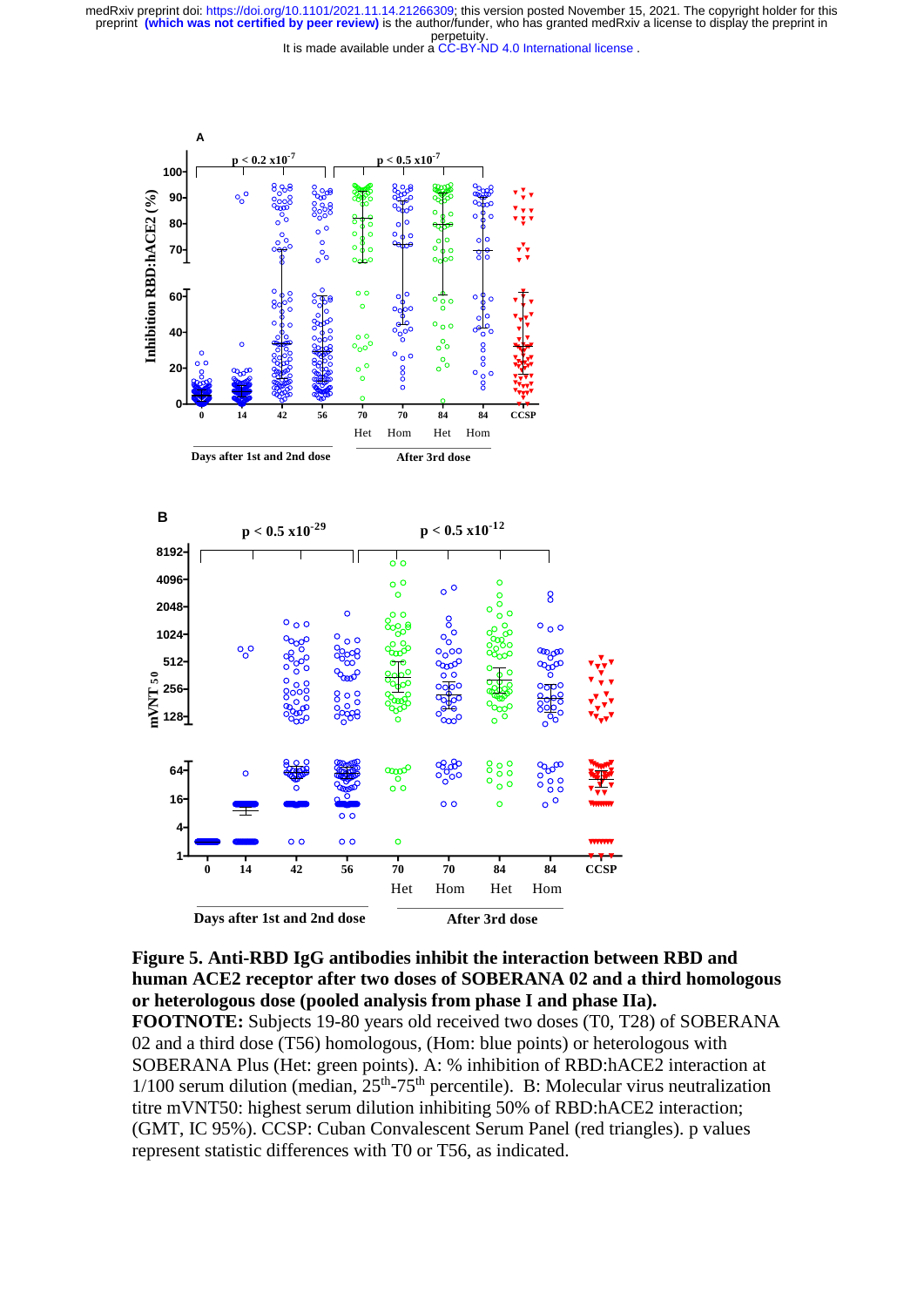**Figure 5. Anti-RBD IgG antibodies inhibit the interaction between RBD and human ACE2 receptor after two doses of SOBERANA 02 and a third homologous or heterologous dose (pooled analysis from phase I and phase IIa).**

**FOOTNOTE:** Subjects 19-80 years old received two doses (T0, T28) of SOBERANA 02 and a third dose (T56) homologous, (Hom: blue points) or heterologous with SOBERANA Plus (Het: green points). A: % inhibition of RBD:hACE2 interaction at 1/100 serum dilution (median, 25th-75th percentile). B: Molecular virus neutralization titre mVNT50: highest serum dilution inhibiting 50% of RBD:hACE2 interaction; (GMT, IC 95%). CCSP: Cuban Convalescent Serum Panel (red triangles). p values represent statistic differences with T0 or T56, as indicated.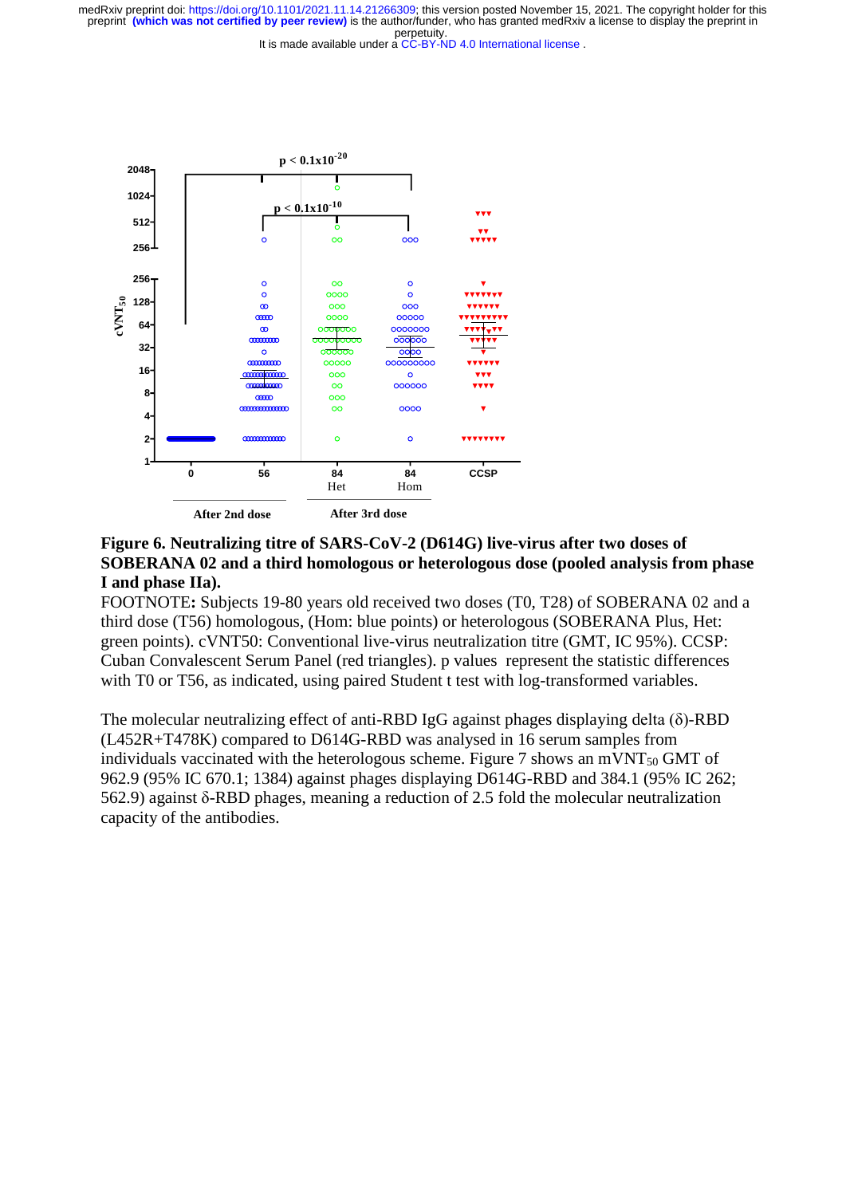**Figure 6. Neutralizing titre of SARS-CoV-2 (D614G) live-virus after two doses of SOBERANA 02 and a third homologous or heterologous dose (pooled analysis from phase I and phase IIa).**

FOOTNOTE**:** Subjects 19-80 years old received two doses (T0, T28) of SOBERANA 02 and a third dose (T56) homologous, (Hom: blue points) or heterologous (SOBERANA Plus, Het: green points). cVNT50: Conventional live-virus neutralization titre (GMT, IC 95%). CCSP: Cuban Convalescent Serum Panel (red triangles). p values represent the statistic differences with T0 or T56, as indicated, using paired Student t test with log-transformed variables.

The molecular neutralizing effect of anti-RBD IgG against phages displaying delta (δ)-RBD (L452R+T478K) compared to D614G-RBD was analysed in 16 serum samples from individuals vaccinated with the heterologous scheme. Figure 7 shows an $mVNT_{50}$ GMT of 962.9 (95% IC 670.1; 1384) against phages displaying D614G-RBD and 384.1 (95% IC 262; 562.9) against δ-RBD phages, meaning a reduction of 2.5 fold the molecular neutralization capacity of the antibodies.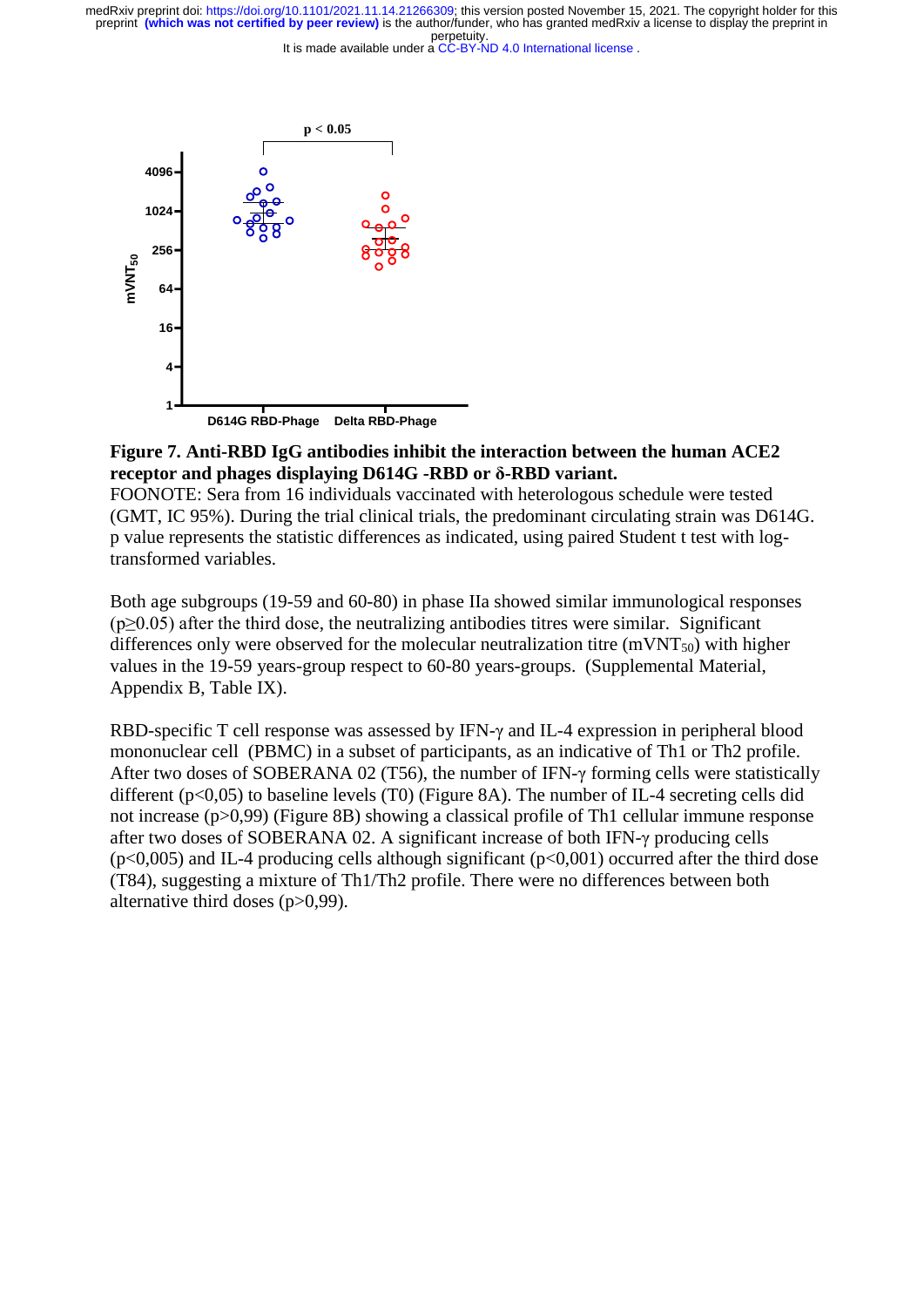**Figure 7. Anti-RBD IgG antibodies inhibit the interaction between the human ACE2 receptor and phages displaying D614G -RBD or δ-RBD variant.**

FOONOTE: Sera from 16 individuals vaccinated with heterologous schedule were tested (GMT, IC 95%). During the trial clinical trials, the predominant circulating strain was D614G. p value represents the statistic differences as indicated, using paired Student t test with log-transformed variables.

Both age subgroups (19-59 and 60-80) in phase IIa showed similar immunological responses ($p \geq 0.05$) after the third dose, the neutralizing antibodies titres were similar. Significant differences only were observed for the molecular neutralization titre ($mVNT_{50}$) with higher values in the 19-59 years-group respect to 60-80 years-groups. (Supplemental Material, Appendix B, Table IX).

RBD-specific T cell response was assessed by IFN-γ and IL-4 expression in peripheral blood mononuclear cell (PBMC) in a subset of participants, as an indicative of Th1 or Th2 profile. After two doses of SOBERANA 02 (T56), the number of IFN-γ forming cells were statistically different ($p<0,05$) to baseline levels (T0) (Figure 8A). The number of IL-4 secreting cells did not increase ($p>0,99$) (Figure 8B) showing a classical profile of Th1 cellular immune response after two doses of SOBERANA 02. A significant increase of both IFN-γ producing cells ($p<0,005$) and IL-4 producing cells although significant ($p<0,001$) occurred after the third dose (T84), suggesting a mixture of Th1/Th2 profile. There were no differences between both alternative third doses ($p>0,99$).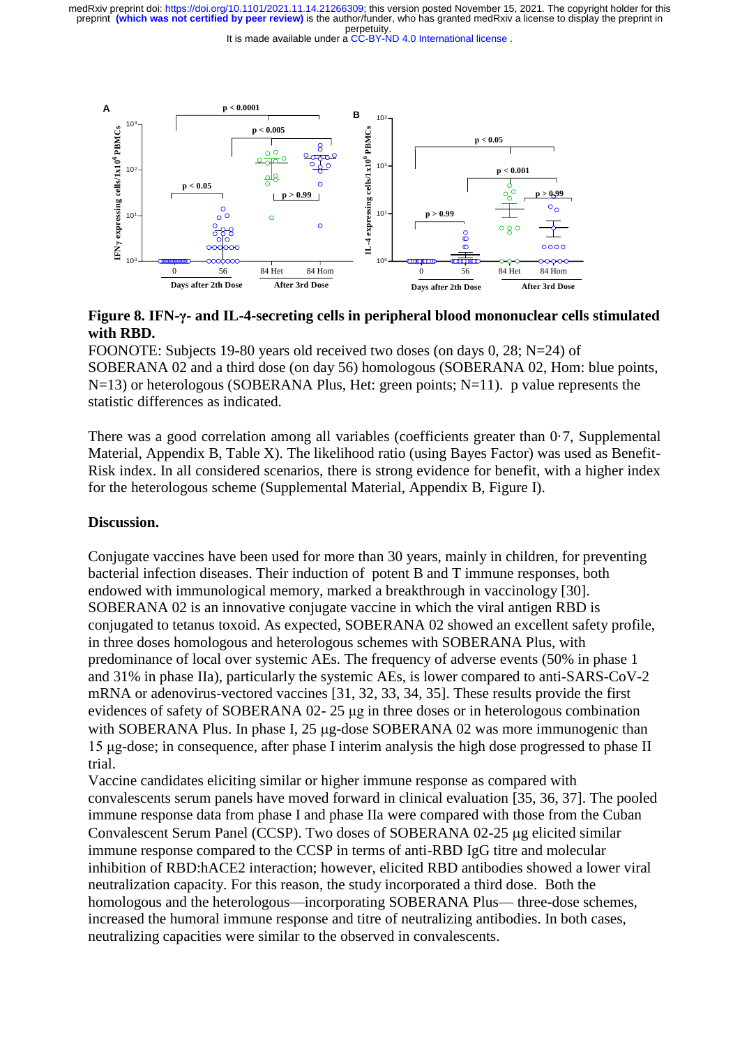**Figure 8. IFN-γ- and IL-4-secreting cells in peripheral blood mononuclear cells stimulated with RBD.**

FOONOTE: Subjects 19-80 years old received two doses (on days 0, 28; N=24) of SOBERANA 02 and a third dose (on day 56) homologous (SOBERANA 02, Hom: blue points, N=13) or heterologous (SOBERANA Plus, Het: green points; N=11). p value represents the statistic differences as indicated.

There was a good correlation among all variables (coefficients greater than 0·7, Supplemental Material, Appendix B, Table X). The likelihood ratio (using Bayes Factor) was used as Benefit-Risk index. In all considered scenarios, there is strong evidence for benefit, with a higher index for the heterologous scheme (Supplemental Material, Appendix B, Figure I).

## Discussion.

Conjugate vaccines have been used for more than 30 years, mainly in children, for preventing bacterial infection diseases. Their induction of potent B and T immune responses, both endowed with immunological memory, marked a breakthrough in vaccinology [30]. SOBERANA 02 is an innovative conjugate vaccine in which the viral antigen RBD is conjugated to tetanus toxoid. As expected, SOBERANA 02 showed an excellent safety profile, in three doses homologous and heterologous schemes with SOBERANA Plus, with predominance of local over systemic AEs. The frequency of adverse events (50% in phase 1 and 31% in phase IIa), particularly the systemic AEs, is lower compared to anti-SARS-CoV-2 mRNA or adenovirus-vectored vaccines [31, 32, 33, 34, 35]. These results provide the first evidences of safety of SOBERANA 02- 25 µg in three doses or in heterologous combination with SOBERANA Plus. In phase I, 25 µg-dose SOBERANA 02 was more immunogenic than 15 µg-dose; in consequence, after phase I interim analysis the high dose progressed to phase II trial.

Vaccine candidates eliciting similar or higher immune response as compared with convalescents serum panels have moved forward in clinical evaluation [35, 36, 37]. The pooled immune response data from phase I and phase IIa were compared with those from the Cuban Convalescent Serum Panel (CCSP). Two doses of SOBERANA 02-25 µg elicited similar immune response compared to the CCSP in terms of anti-RBD IgG titre and molecular inhibition of RBD:hACE2 interaction; however, elicited RBD antibodies showed a lower viral neutralization capacity. For this reason, the study incorporated a third dose. Both the homologous and the heterologous—incorporating SOBERANA Plus— three-dose schemes, increased the humoral immune response and titre of neutralizing antibodies. In both cases, neutralizing capacities were similar to the observed in convalescents.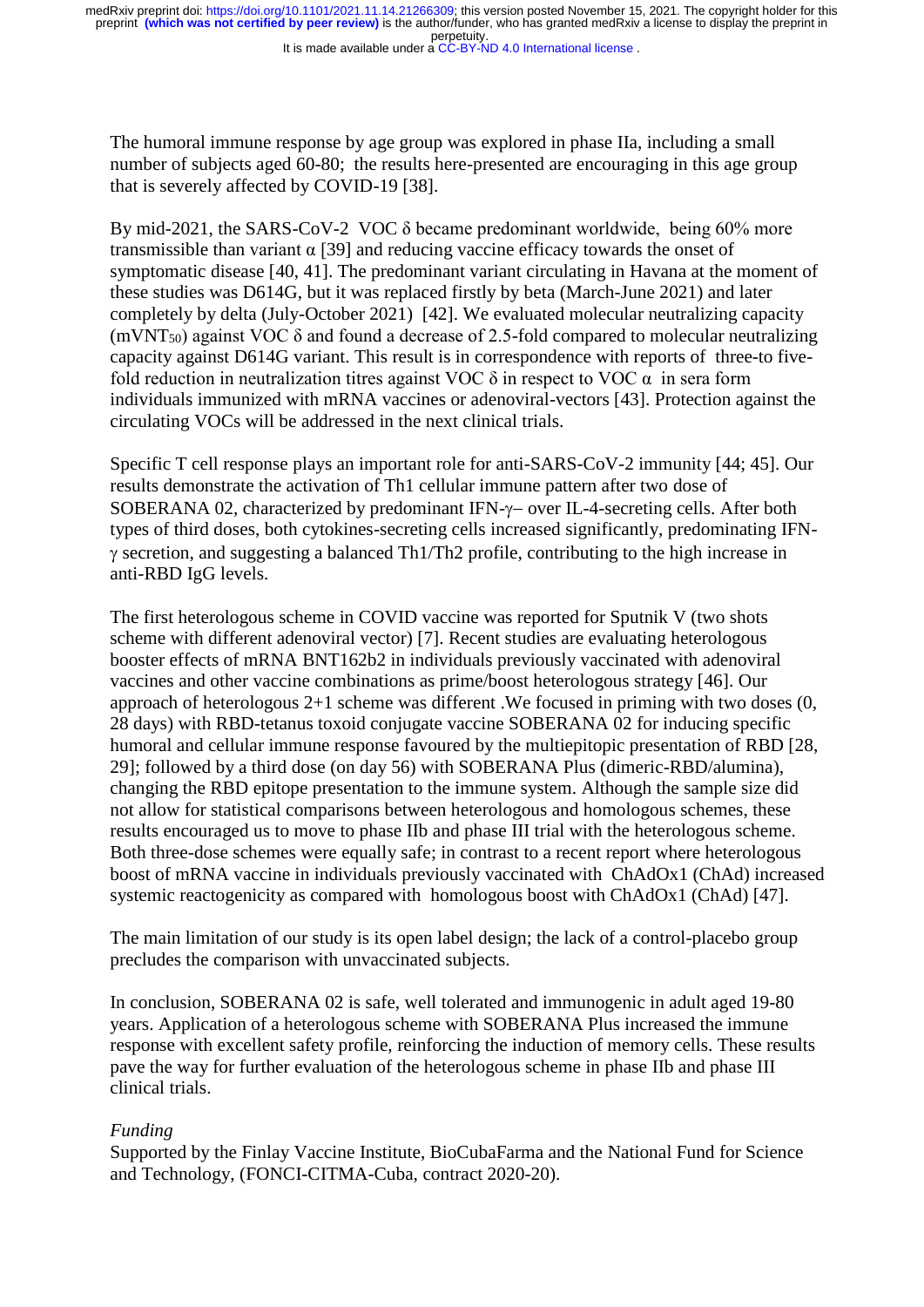The humoral immune response by age group was explored in phase IIa, including a small number of subjects aged 60-80; the results here-presented are encouraging in this age group that is severely affected by COVID-19 [38].

By mid-2021, the SARS-CoV-2 VOC δ became predominant worldwide, being 60% more transmissible than variant α [39] and reducing vaccine efficacy towards the onset of symptomatic disease [40, 41]. The predominant variant circulating in Havana at the moment of these studies was D614G, but it was replaced firstly by beta (March-June 2021) and later completely by delta (July-October 2021) [42]. We evaluated molecular neutralizing capacity ($mVNT_{50}$) against VOC δ and found a decrease of 2.5-fold compared to molecular neutralizing capacity against D614G variant. This result is in correspondence with reports of three-to five-fold reduction in neutralization titres against VOC δ in respect to VOC α in sera form individuals immunized with mRNA vaccines or adenoviral-vectors [43]. Protection against the circulating VOCs will be addressed in the next clinical trials.

Specific T cell response plays an important role for anti-SARS-CoV-2 immunity [44; 45]. Our results demonstrate the activation of Th1 cellular immune pattern after two dose of SOBERANA 02, characterized by predominant IFN-γ– over IL-4-secreting cells. After both types of third doses, both cytokines-secreting cells increased significantly, predominating IFN-γ secretion, and suggesting a balanced Th1/Th2 profile, contributing to the high increase in anti-RBD IgG levels.

The first heterologous scheme in COVID vaccine was reported for Sputnik V (two shots scheme with different adenoviral vector) [7]. Recent studies are evaluating heterologous booster effects of mRNA BNT162b2 in individuals previously vaccinated with adenoviral vaccines and other vaccine combinations as prime/boost heterologous strategy [46]. Our approach of heterologous 2+1 scheme was different .We focused in priming with two doses (0, 28 days) with RBD-tetanus toxoid conjugate vaccine SOBERANA 02 for inducing specific humoral and cellular immune response favoured by the multiepitopic presentation of RBD [28, 29]; followed by a third dose (on day 56) with SOBERANA Plus (dimeric-RBD/alumina), changing the RBD epitope presentation to the immune system. Although the sample size did not allow for statistical comparisons between heterologous and homologous schemes, these results encouraged us to move to phase IIb and phase III trial with the heterologous scheme. Both three-dose schemes were equally safe; in contrast to a recent report where heterologous boost of mRNA vaccine in individuals previously vaccinated with ChAdOx1 (ChAd) increased systemic reactogenicity as compared with homologous boost with ChAdOx1 (ChAd) [47].

The main limitation of our study is its open label design; the lack of a control-placebo group precludes the comparison with unvaccinated subjects.

In conclusion, SOBERANA 02 is safe, well tolerated and immunogenic in adult aged 19-80 years. Application of a heterologous scheme with SOBERANA Plus increased the immune response with excellent safety profile, reinforcing the induction of memory cells. These results pave the way for further evaluation of the heterologous scheme in phase IIb and phase III clinical trials.

*Funding*

Supported by the Finlay Vaccine Institute, BioCubaFarma and the National Fund for Science and Technology, (FONCI-CITMA-Cuba, contract 2020-20).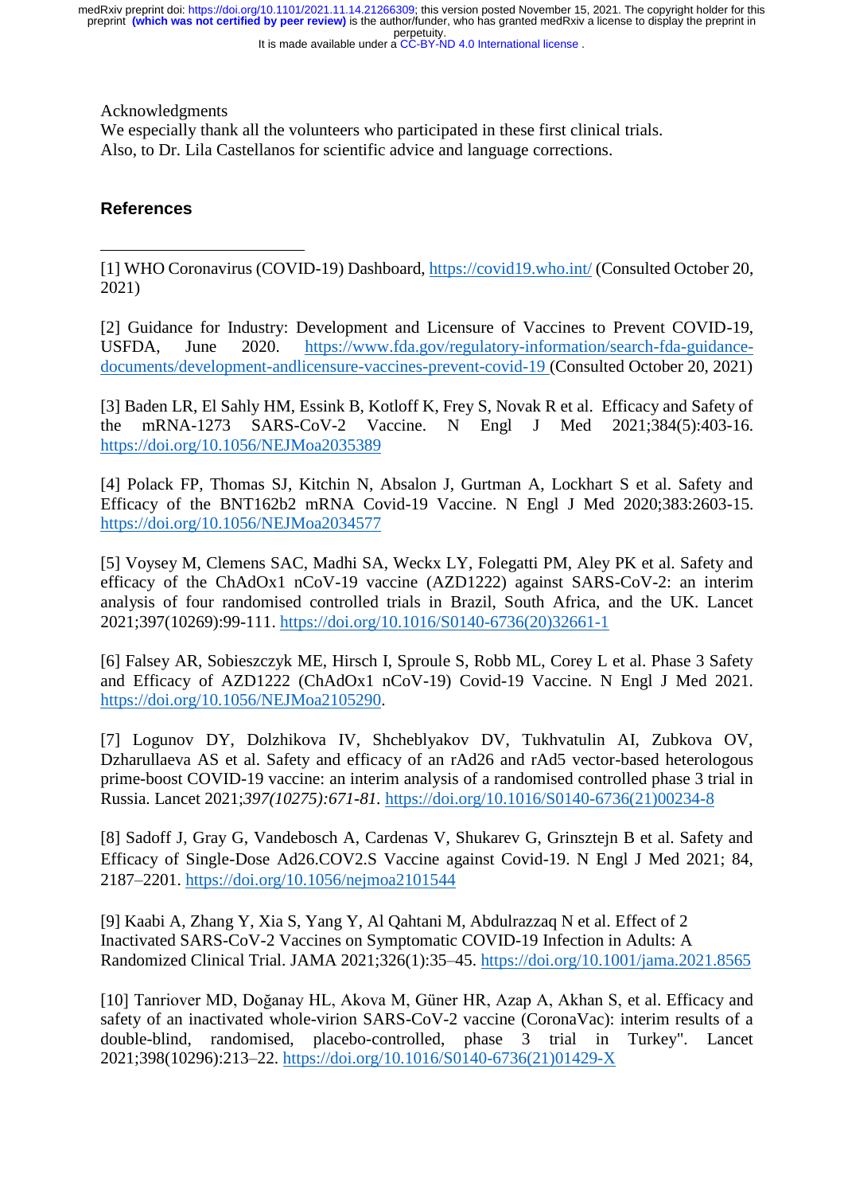Acknowledgments

We especially thank all the volunteers who participated in these first clinical trials.
Also, to Dr. Lila Castellanos for scientific advice and language corrections.

## References

[1] WHO Coronavirus (COVID-19) Dashboard, https://covid19.who.int/ (Consulted October 20, 2021)

[2] Guidance for Industry: Development and Licensure of Vaccines to Prevent COVID-19, USFDA, June 2020. https://www.fda.gov/regulatory-information/search-fda-guidance-documents/development-andlicensure-vaccines-prevent-covid-19 (Consulted October 20, 2021)

[3] Baden LR, El Sahly HM, Essink B, Kotloff K, Frey S, Novak R et al. Efficacy and Safety of the mRNA-1273 SARS-CoV-2 Vaccine. N Engl J Med 2021;384(5):403-16. https://doi.org/10.1056/NEJMoa2035389

[4] Polack FP, Thomas SJ, Kitchin N, Absalon J, Gurtman A, Lockhart S et al. Safety and Efficacy of the BNT162b2 mRNA Covid-19 Vaccine. N Engl J Med 2020;383:2603-15. https://doi.org/10.1056/NEJMoa2034577

[5] Voysey M, Clemens SAC, Madhi SA, Weckx LY, Folegatti PM, Aley PK et al. Safety and efficacy of the ChAdOx1 nCoV-19 vaccine (AZD1222) against SARS-CoV-2: an interim analysis of four randomised controlled trials in Brazil, South Africa, and the UK. Lancet 2021;397(10269):99-111. https://doi.org/10.1016/S0140-6736(20)32661-1

[6] Falsey AR, Sobieszczyk ME, Hirsch I, Sproule S, Robb ML, Corey L et al. Phase 3 Safety and Efficacy of AZD1222 (ChAdOx1 nCoV-19) Covid-19 Vaccine. N Engl J Med 2021. https://doi.org/10.1056/NEJMoa2105290.

[7] Logunov DY, Dolzhikova IV, Shcheblyakov DV, Tukhvatulin AI, Zubkova OV, Dzharullaeva AS et al. Safety and efficacy of an rAd26 and rAd5 vector-based heterologous prime-boost COVID-19 vaccine: an interim analysis of a randomised controlled phase 3 trial in Russia. Lancet 2021;*397(10275):671-81*. https://doi.org/10.1016/S0140-6736(21)00234-8

[8] Sadoff J, Gray G, Vandebosch A, Cardenas V, Shukarev G, Grinsztejn B et al. Safety and Efficacy of Single-Dose Ad26.COV2.S Vaccine against Covid-19. N Engl J Med 2021; 84, 2187–2201. https://doi.org/10.1056/nejmoa2101544

[9] Kaabi A, Zhang Y, Xia S, Yang Y, Al Qahtani M, Abdulrazzaq N et al. Effect of 2 Inactivated SARS-CoV-2 Vaccines on Symptomatic COVID-19 Infection in Adults: A Randomized Clinical Trial. JAMA 2021;326(1):35–45. https://doi.org/10.1001/jama.2021.8565

[10] Tanriover MD, Doğanay HL, Akova M, Güner HR, Azap A, Akhan S, et al. Efficacy and safety of an inactivated whole-virion SARS-CoV-2 vaccine (CoronaVac): interim results of a double-blind, randomised, placebo-controlled, phase 3 trial in Turkey". Lancet 2021;398(10296):213–22. https://doi.org/10.1016/S0140-6736(21)01429-X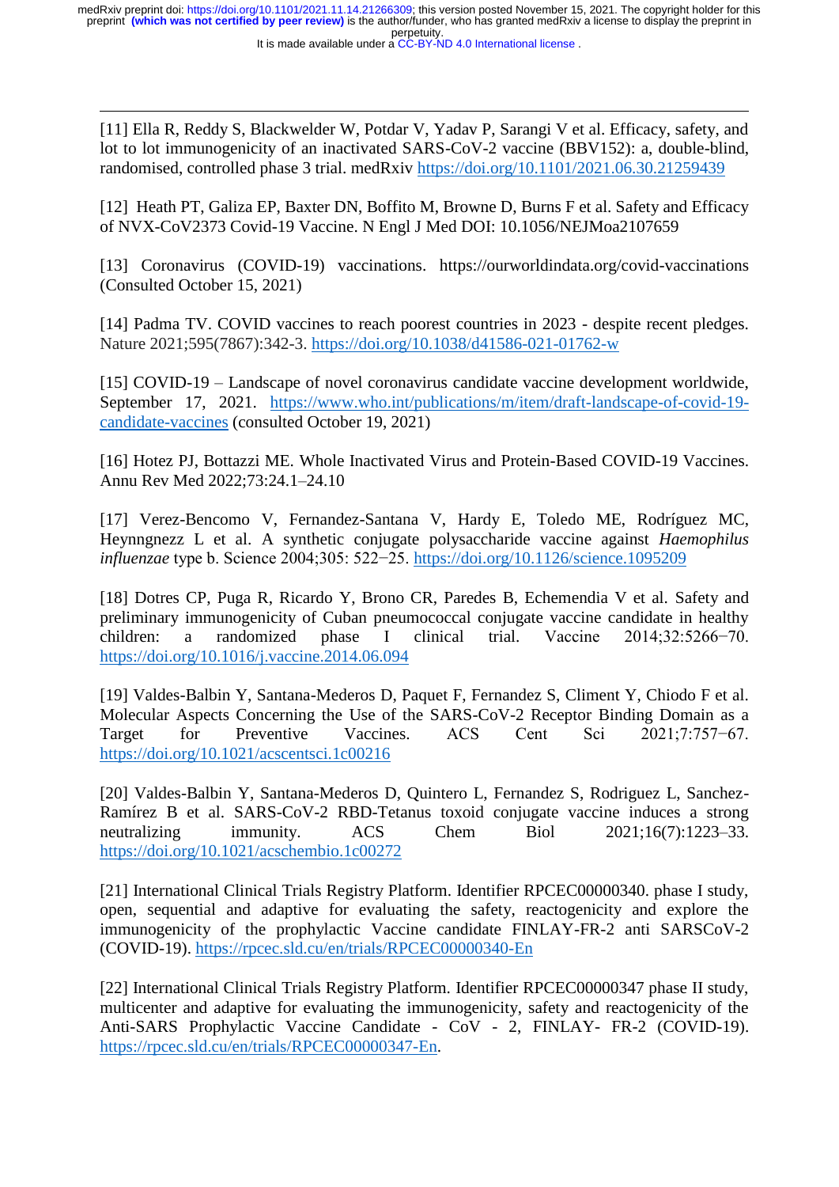[11] Ella R, Reddy S, Blackwelder W, Potdar V, Yadav P, Sarangi V et al. Efficacy, safety, and lot to lot immunogenicity of an inactivated SARS-CoV-2 vaccine (BBV152): a, double-blind, randomised, controlled phase 3 trial. medRxiv https://doi.org/10.1101/2021.06.30.21259439

[12] Heath PT, Galiza EP, Baxter DN, Boffito M, Browne D, Burns F et al. Safety and Efficacy of NVX-CoV2373 Covid-19 Vaccine. N Engl J Med DOI: 10.1056/NEJMoa2107659

[13] Coronavirus (COVID-19) vaccinations. https://ourworldindata.org/covid-vaccinations (Consulted October 15, 2021)

[14] Padma TV. COVID vaccines to reach poorest countries in 2023 - despite recent pledges. Nature 2021;595(7867):342-3. https://doi.org/10.1038/d41586-021-01762-w

[15] COVID-19 – Landscape of novel coronavirus candidate vaccine development worldwide, September 17, 2021. https://www.who.int/publications/m/item/draft-landscape-of-covid-19-candidate-vaccines (consulted October 19, 2021)

[16] Hotez PJ, Bottazzi ME. Whole Inactivated Virus and Protein-Based COVID-19 Vaccines. Annu Rev Med 2022;73:24.1–24.10

[17] Verez-Bencomo V, Fernandez-Santana V, Hardy E, Toledo ME, Rodríguez MC, Heynngnezz L et al. A synthetic conjugate polysaccharide vaccine against *Haemophilus influenzae* type b. Science 2004;305: 522−25. https://doi.org/10.1126/science.1095209

[18] Dotres CP, Puga R, Ricardo Y, Brono CR, Paredes B, Echemendia V et al. Safety and preliminary immunogenicity of Cuban pneumococcal conjugate vaccine candidate in healthy children: a randomized phase I clinical trial. Vaccine 2014;32:5266−70. https://doi.org/10.1016/j.vaccine.2014.06.094

[19] Valdes-Balbin Y, Santana-Mederos D, Paquet F, Fernandez S, Climent Y, Chiodo F et al. Molecular Aspects Concerning the Use of the SARS-CoV-2 Receptor Binding Domain as a Target for Preventive Vaccines. ACS Cent Sci 2021;7:757−67. https://doi.org/10.1021/acscentsci.1c00216

[20] Valdes-Balbin Y, Santana-Mederos D, Quintero L, Fernandez S, Rodriguez L, Sanchez-Ramírez B et al. SARS-CoV-2 RBD-Tetanus toxoid conjugate vaccine induces a strong neutralizing immunity. ACS Chem Biol 2021;16(7):1223–33. https://doi.org/10.1021/acschembio.1c00272

[21] International Clinical Trials Registry Platform. Identifier RPCEC00000340. phase I study, open, sequential and adaptive for evaluating the safety, reactogenicity and explore the immunogenicity of the prophylactic Vaccine candidate FINLAY-FR-2 anti SARSCoV-2 (COVID-19). https://rpcec.sld.cu/en/trials/RPCEC00000340-En

[22] International Clinical Trials Registry Platform. Identifier RPCEC00000347 phase II study, multicenter and adaptive for evaluating the immunogenicity, safety and reactogenicity of the Anti-SARS Prophylactic Vaccine Candidate - CoV - 2, FINLAY- FR-2 (COVID-19). https://rpcec.sld.cu/en/trials/RPCEC00000347-En.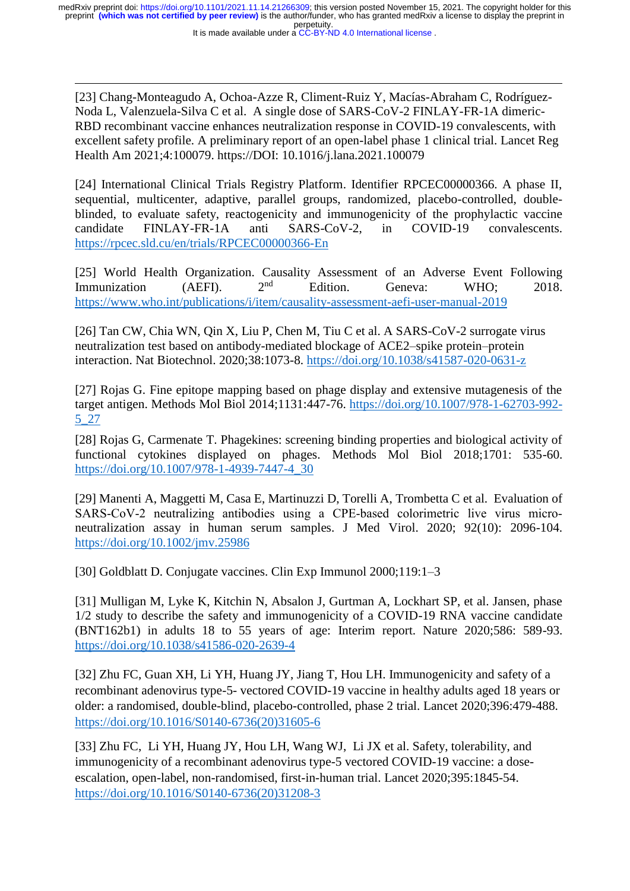[23] Chang-Monteagudo A, Ochoa-Azze R, Climent-Ruiz Y, Macías-Abraham C, Rodríguez-Noda L, Valenzuela-Silva C et al. A single dose of SARS-CoV-2 FINLAY-FR-1A dimeric-RBD recombinant vaccine enhances neutralization response in COVID-19 convalescents, with excellent safety profile. A preliminary report of an open-label phase 1 clinical trial. Lancet Reg Health Am 2021;4:100079. https://DOI: 10.1016/j.lana.2021.100079

[24] International Clinical Trials Registry Platform. Identifier RPCEC00000366. A phase II, sequential, multicenter, adaptive, parallel groups, randomized, placebo-controlled, double-blinded, to evaluate safety, reactogenicity and immunogenicity of the prophylactic vaccine candidate FINLAY-FR-1A anti SARS-CoV-2, in COVID-19 convalescents. https://rpcec.sld.cu/en/trials/RPCEC00000366-En

[25] World Health Organization. Causality Assessment of an Adverse Event Following Immunization (AEFI). 2nd Edition. Geneva: WHO; 2018. https://www.who.int/publications/i/item/causality-assessment-aefi-user-manual-2019

[26] Tan CW, Chia WN, Qin X, Liu P, Chen M, Tiu C et al. A SARS-CoV-2 surrogate virus neutralization test based on antibody-mediated blockage of ACE2–spike protein–protein interaction. Nat Biotechnol. 2020;38:1073-8. https://doi.org/10.1038/s41587-020-0631-z

[27] Rojas G. Fine epitope mapping based on phage display and extensive mutagenesis of the target antigen. Methods Mol Biol 2014;1131:447-76. https://doi.org/10.1007/978-1-62703-992-5_27

[28] Rojas G, Carmenate T. Phagekines: screening binding properties and biological activity of functional cytokines displayed on phages. Methods Mol Biol 2018;1701: 535-60. https://doi.org/10.1007/978-1-4939-7447-4_30

[29] Manenti A, Maggetti M, Casa E, Martinuzzi D, Torelli A, Trombetta C et al. Evaluation of SARS-CoV-2 neutralizing antibodies using a CPE-based colorimetric live virus micro-neutralization assay in human serum samples. J Med Virol. 2020; 92(10): 2096-104. https://doi.org/10.1002/jmv.25986

[30] Goldblatt D. Conjugate vaccines. Clin Exp Immunol 2000;119:1–3

[31] Mulligan M, Lyke K, Kitchin N, Absalon J, Gurtman A, Lockhart SP, et al. Jansen, phase 1/2 study to describe the safety and immunogenicity of a COVID-19 RNA vaccine candidate (BNT162b1) in adults 18 to 55 years of age: Interim report. Nature 2020;586: 589-93. https://doi.org/10.1038/s41586-020-2639-4

[32] Zhu FC, Guan XH, Li YH, Huang JY, Jiang T, Hou LH. Immunogenicity and safety of a recombinant adenovirus type-5- vectored COVID-19 vaccine in healthy adults aged 18 years or older: a randomised, double-blind, placebo-controlled, phase 2 trial. Lancet 2020;396:479-488. https://doi.org/10.1016/S0140-6736(20)31605-6

[33] Zhu FC, Li YH, Huang JY, Hou LH, Wang WJ, Li JX et al. Safety, tolerability, and immunogenicity of a recombinant adenovirus type-5 vectored COVID-19 vaccine: a dose-escalation, open-label, non-randomised, first-in-human trial. Lancet 2020;395:1845-54. https://doi.org/10.1016/S0140-6736(20)31208-3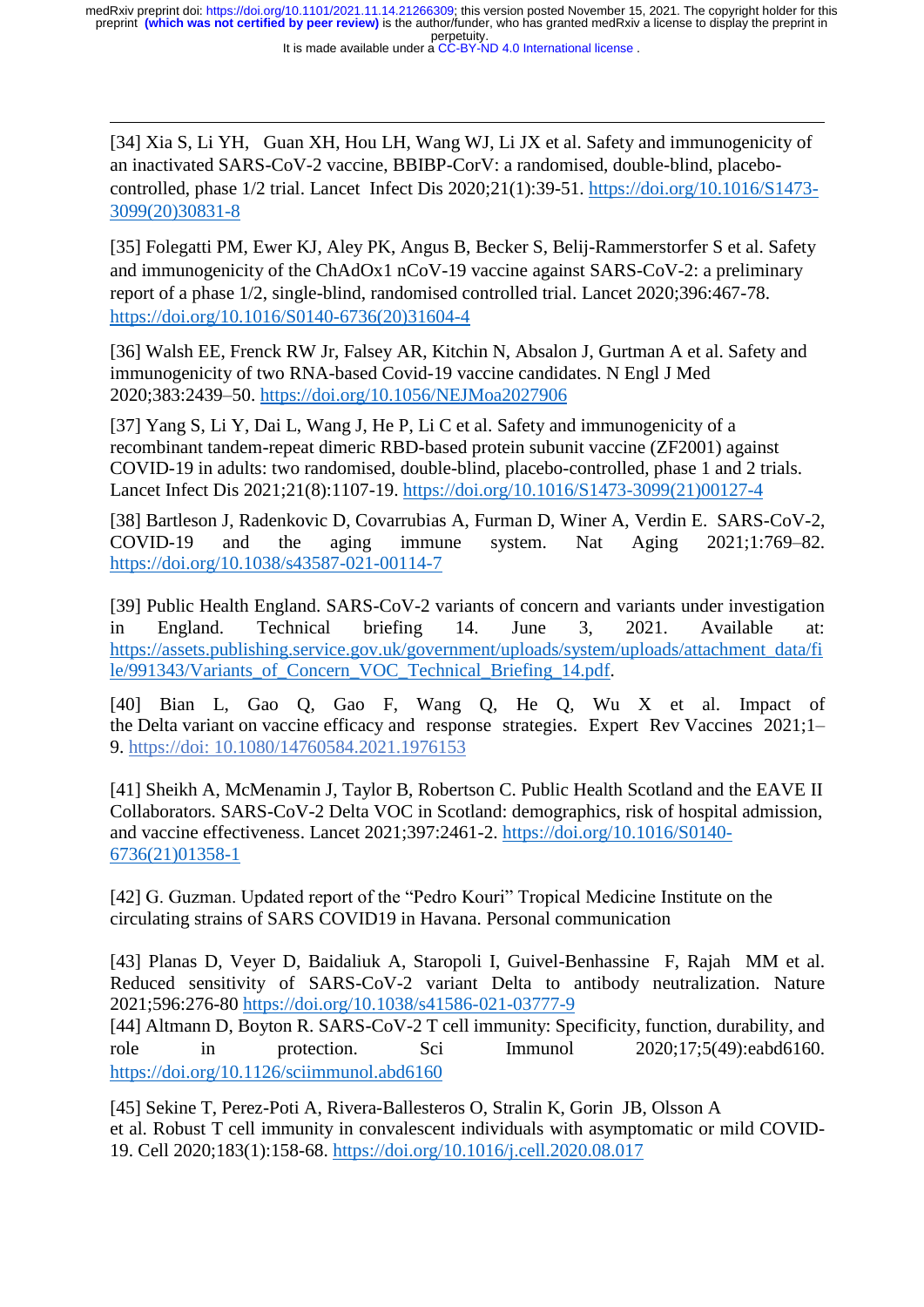[34] Xia S, Li YH, Guan XH, Hou LH, Wang WJ, Li JX et al. Safety and immunogenicity of an inactivated SARS-CoV-2 vaccine, BBIBP-CorV: a randomised, double-blind, placebo-controlled, phase 1/2 trial. Lancet Infect Dis 2020;21(1):39-51. https://doi.org/10.1016/S1473-3099(20)30831-8

[35] Folegatti PM, Ewer KJ, Aley PK, Angus B, Becker S, Belij-Rammerstorfer S et al. Safety and immunogenicity of the ChAdOx1 nCoV-19 vaccine against SARS-CoV-2: a preliminary report of a phase 1/2, single-blind, randomised controlled trial. Lancet 2020;396:467-78. https://doi.org/10.1016/S0140-6736(20)31604-4

[36] Walsh EE, Frenck RW Jr, Falsey AR, Kitchin N, Absalon J, Gurtman A et al. Safety and immunogenicity of two RNA-based Covid-19 vaccine candidates. N Engl J Med 2020;383:2439–50. https://doi.org/10.1056/NEJMoa2027906

[37] Yang S, Li Y, Dai L, Wang J, He P, Li C et al. Safety and immunogenicity of a recombinant tandem-repeat dimeric RBD-based protein subunit vaccine (ZF2001) against COVID-19 in adults: two randomised, double-blind, placebo-controlled, phase 1 and 2 trials. Lancet Infect Dis 2021;21(8):1107-19. https://doi.org/10.1016/S1473-3099(21)00127-4

[38] Bartleson J, Radenkovic D, Covarrubias A, Furman D, Winer A, Verdin E. SARS-CoV-2, COVID-19 and the aging immune system. Nat Aging 2021;1:769–82. https://doi.org/10.1038/s43587-021-00114-7

[39] Public Health England. SARS-CoV-2 variants of concern and variants under investigation in England. Technical briefing 14. June 3, 2021. Available at: https://assets.publishing.service.gov.uk/government/uploads/system/uploads/attachment_data/file/991343/Variants_of_Concern_VOC_Technical_Briefing_14.pdf.

[40] Bian L, Gao Q, Gao F, Wang Q, He Q, Wu X et al. Impact of the Delta variant on vaccine efficacy and response strategies. Expert Rev Vaccines 2021;1–9. https://doi: 10.1080/14760584.2021.1976153

[41] Sheikh A, McMenamin J, Taylor B, Robertson C. Public Health Scotland and the EAVE II Collaborators. SARS-CoV-2 Delta VOC in Scotland: demographics, risk of hospital admission, and vaccine effectiveness. Lancet 2021;397:2461-2. https://doi.org/10.1016/S0140-6736(21)01358-1

[42] G. Guzman. Updated report of the "Pedro Kouri" Tropical Medicine Institute on the circulating strains of SARS COVID19 in Havana. Personal communication

[43] Planas D, Veyer D, Baidaliuk A, Staropoli I, Guivel-Benhassine F, Rajah MM et al. Reduced sensitivity of SARS-CoV-2 variant Delta to antibody neutralization. Nature 2021;596:276-80 https://doi.org/10.1038/s41586-021-03777-9

[44] Altmann D, Boyton R. SARS-CoV-2 T cell immunity: Specificity, function, durability, and role in protection. Sci Immunol 2020;17;5(49):eabd6160. https://doi.org/10.1126/sciimmunol.abd6160

[45] Sekine T, Perez-Poti A, Rivera-Ballesteros O, Stralin K, Gorin JB, Olsson A et al. Robust T cell immunity in convalescent individuals with asymptomatic or mild COVID-19. Cell 2020;183(1):158-68. https://doi.org/10.1016/j.cell.2020.08.017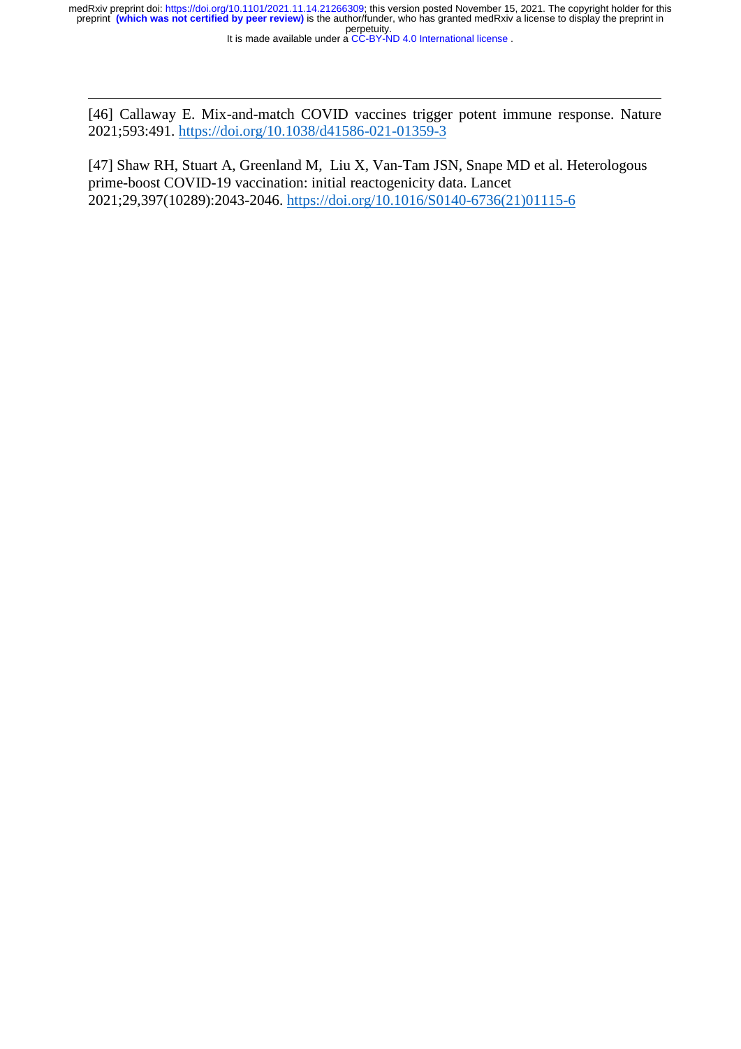[46] Callaway E. Mix-and-match COVID vaccines trigger potent immune response. Nature 2021;593:491. https://doi.org/10.1038/d41586-021-01359-3

[47] Shaw RH, Stuart A, Greenland M, Liu X, Van-Tam JSN, Snape MD et al. Heterologous prime-boost COVID-19 vaccination: initial reactogenicity data. Lancet 2021;29,397(10289):2043-2046. https://doi.org/10.1016/S0140-6736(21)01115-6